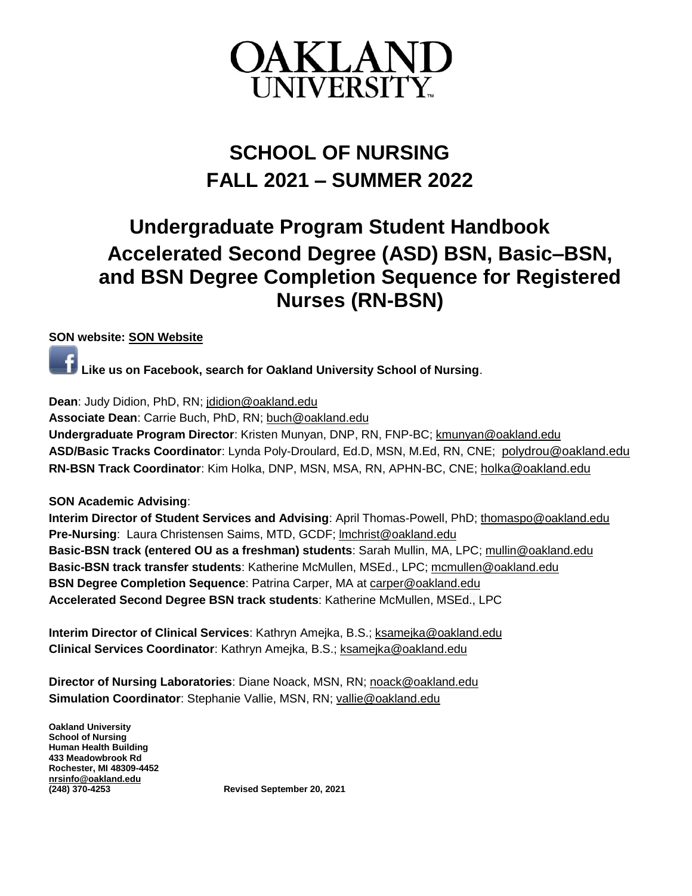# OAKLAND UNIVERSITY

# SCHOOL OF NURSING
# FALL 2021 – SUMMER 2022

## Undergraduate Program Student Handbook
## Accelerated Second Degree (ASD) BSN, Basic–BSN, and BSN Degree Completion Sequence for Registered Nurses (RN-BSN)

**SON website: SON Website**

**Like us on Facebook, search for Oakland University School of Nursing**.

**Dean**: Judy Didion, PhD, RN; jdidion@oakland.edu
**Associate Dean**: Carrie Buch, PhD, RN; buch@oakland.edu
**Undergraduate Program Director**: Kristen Munyan, DNP, RN, FNP-BC; kmunyan@oakland.edu
**ASD/Basic Tracks Coordinator**: Lynda Poly-Droulard, Ed.D, MSN, M.Ed, RN, CNE; polydrou@oakland.edu
**RN-BSN Track Coordinator**: Kim Holka, DNP, MSN, MSA, RN, APHN-BC, CNE; holka@oakland.edu

**SON Academic Advising**:
**Interim Director of Student Services and Advising**: April Thomas-Powell, PhD; thomaspo@oakland.edu
**Pre-Nursing**: Laura Christensen Saims, MTD, GCDF; lmchrist@oakland.edu
**Basic-BSN track (entered OU as a freshman) students**: Sarah Mullin, MA, LPC; mullin@oakland.edu
**Basic-BSN track transfer students**: Katherine McMullen, MSEd., LPC; mcmullen@oakland.edu
**BSN Degree Completion Sequence**: Patrina Carper, MA at carper@oakland.edu
**Accelerated Second Degree BSN track students**: Katherine McMullen, MSEd., LPC

**Interim Director of Clinical Services**: Kathryn Amejka, B.S.; ksamejka@oakland.edu
**Clinical Services Coordinator**: Kathryn Amejka, B.S.; ksamejka@oakland.edu

**Director of Nursing Laboratories**: Diane Noack, MSN, RN; noack@oakland.edu
**Simulation Coordinator**: Stephanie Vallie, MSN, RN; vallie@oakland.edu

**Oakland University**
**School of Nursing**
**Human Health Building**
**433 Meadowbrook Rd**
**Rochester, MI 48309-4452**
**nrsinfo@oakland.edu**
**(248) 370-4253**

**Revised September 20, 2021**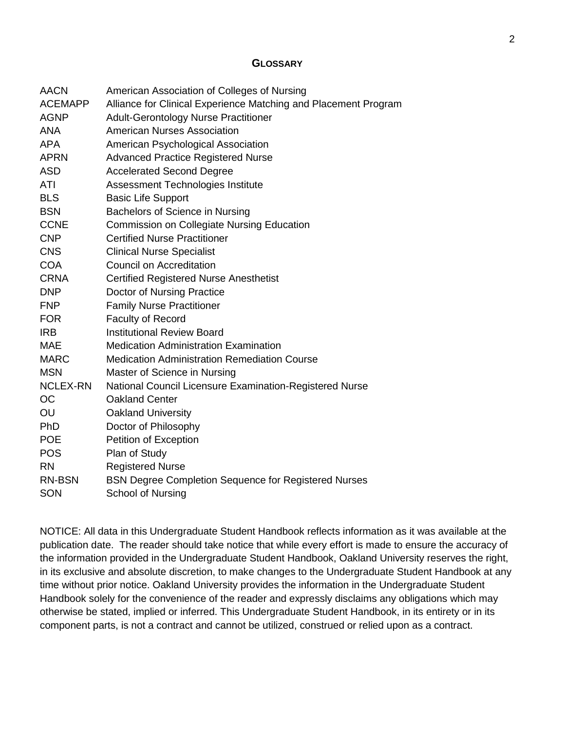## GLOSSARY

| | |
|---|---|
| AACN | American Association of Colleges of Nursing |
| ACEMAPP | Alliance for Clinical Experience Matching and Placement Program |
| AGNP | Adult-Gerontology Nurse Practitioner |
| ANA | American Nurses Association |
| APA | American Psychological Association |
| APRN | Advanced Practice Registered Nurse |
| ASD | Accelerated Second Degree |
| ATI | Assessment Technologies Institute |
| BLS | Basic Life Support |
| BSN | Bachelors of Science in Nursing |
| CCNE | Commission on Collegiate Nursing Education |
| CNP | Certified Nurse Practitioner |
| CNS | Clinical Nurse Specialist |
| COA | Council on Accreditation |
| CRNA | Certified Registered Nurse Anesthetist |
| DNP | Doctor of Nursing Practice |
| FNP | Family Nurse Practitioner |
| FOR | Faculty of Record |
| IRB | Institutional Review Board |
| MAE | Medication Administration Examination |
| MARC | Medication Administration Remediation Course |
| MSN | Master of Science in Nursing |
| NCLEX-RN | National Council Licensure Examination-Registered Nurse |
| OC | Oakland Center |
| OU | Oakland University |
| PhD | Doctor of Philosophy |
| POE | Petition of Exception |
| POS | Plan of Study |
| RN | Registered Nurse |
| RN-BSN | BSN Degree Completion Sequence for Registered Nurses |
| SON | School of Nursing |

NOTICE: All data in this Undergraduate Student Handbook reflects information as it was available at the publication date. The reader should take notice that while every effort is made to ensure the accuracy of the information provided in the Undergraduate Student Handbook, Oakland University reserves the right, in its exclusive and absolute discretion, to make changes to the Undergraduate Student Handbook at any time without prior notice. Oakland University provides the information in the Undergraduate Student Handbook solely for the convenience of the reader and expressly disclaims any obligations which may otherwise be stated, implied or inferred. This Undergraduate Student Handbook, in its entirety or in its component parts, is not a contract and cannot be utilized, construed or relied upon as a contract.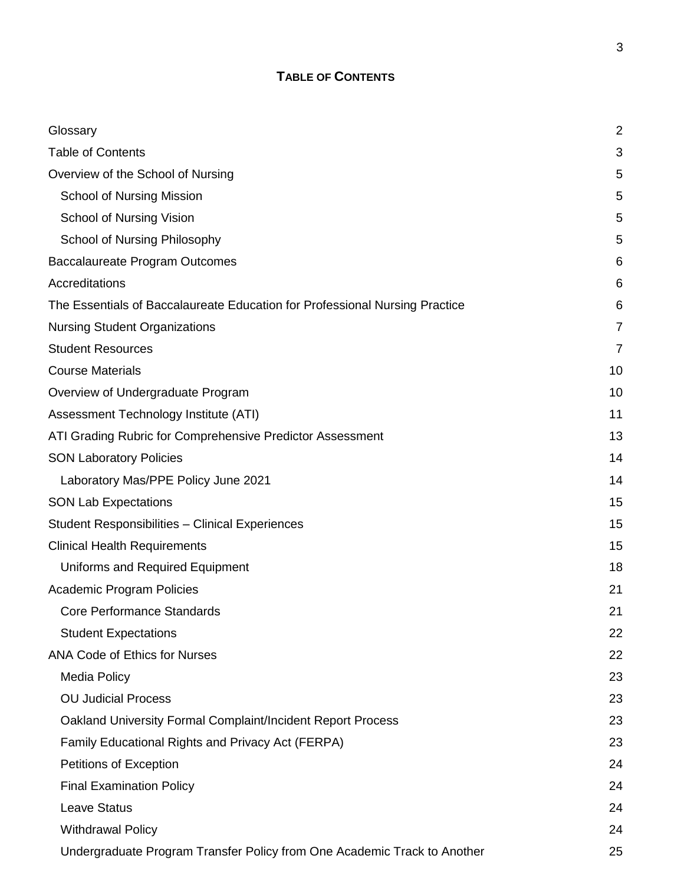# TABLE OF CONTENTS

| | |
|---|---|
| Glossary | 2 |
| Table of Contents | 3 |
| Overview of the School of Nursing | 5 |
| School of Nursing Mission | 5 |
| School of Nursing Vision | 5 |
| School of Nursing Philosophy | 5 |
| Baccalaureate Program Outcomes | 6 |
| Accreditations | 6 |
| The Essentials of Baccalaureate Education for Professional Nursing Practice | 6 |
| Nursing Student Organizations | 7 |
| Student Resources | 7 |
| Course Materials | 10 |
| Overview of Undergraduate Program | 10 |
| Assessment Technology Institute (ATI) | 11 |
| ATI Grading Rubric for Comprehensive Predictor Assessment | 13 |
| SON Laboratory Policies | 14 |
| Laboratory Mas/PPE Policy June 2021 | 14 |
| SON Lab Expectations | 15 |
| Student Responsibilities – Clinical Experiences | 15 |
| Clinical Health Requirements | 15 |
| Uniforms and Required Equipment | 18 |
| Academic Program Policies | 21 |
| Core Performance Standards | 21 |
| Student Expectations | 22 |
| ANA Code of Ethics for Nurses | 22 |
| Media Policy | 23 |
| OU Judicial Process | 23 |
| Oakland University Formal Complaint/Incident Report Process | 23 |
| Family Educational Rights and Privacy Act (FERPA) | 23 |
| Petitions of Exception | 24 |
| Final Examination Policy | 24 |
| Leave Status | 24 |
| Withdrawal Policy | 24 |
| Undergraduate Program Transfer Policy from One Academic Track to Another | 25 |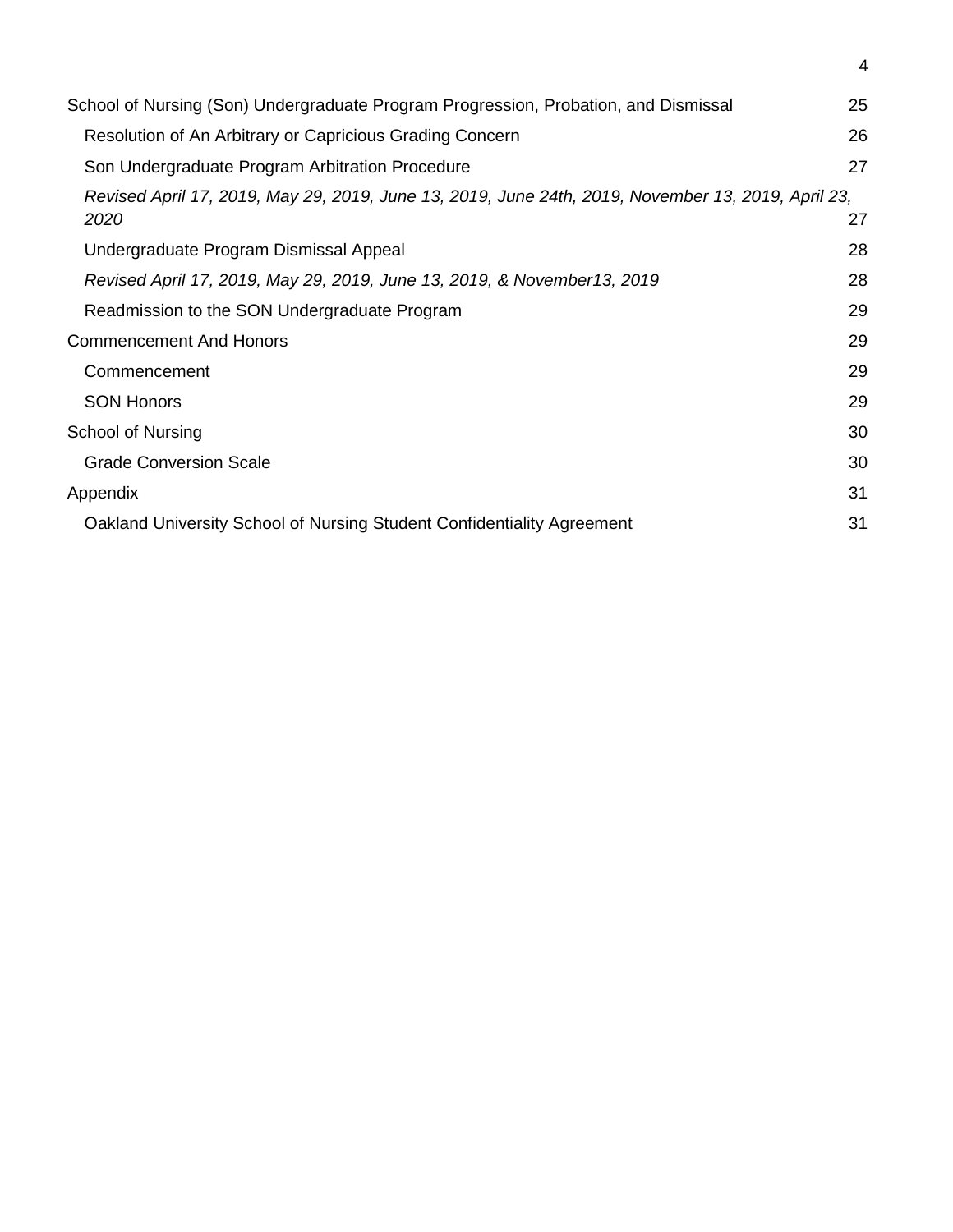School of Nursing (Son) Undergraduate Program Progression, Probation, and Dismissal 25

- Resolution of An Arbitrary or Capricious Grading Concern 26
- Son Undergraduate Program Arbitration Procedure 27
- *Revised April 17, 2019, May 29, 2019, June 13, 2019, June 24th, 2019, November 13, 2019, April 23, 2020* 27
- Undergraduate Program Dismissal Appeal 28
- *Revised April 17, 2019, May 29, 2019, June 13, 2019, & November13, 2019* 28
- Readmission to the SON Undergraduate Program 29

Commencement And Honors 29

- Commencement 29
- SON Honors 29

School of Nursing 30

- Grade Conversion Scale 30

Appendix 31

- Oakland University School of Nursing Student Confidentiality Agreement 31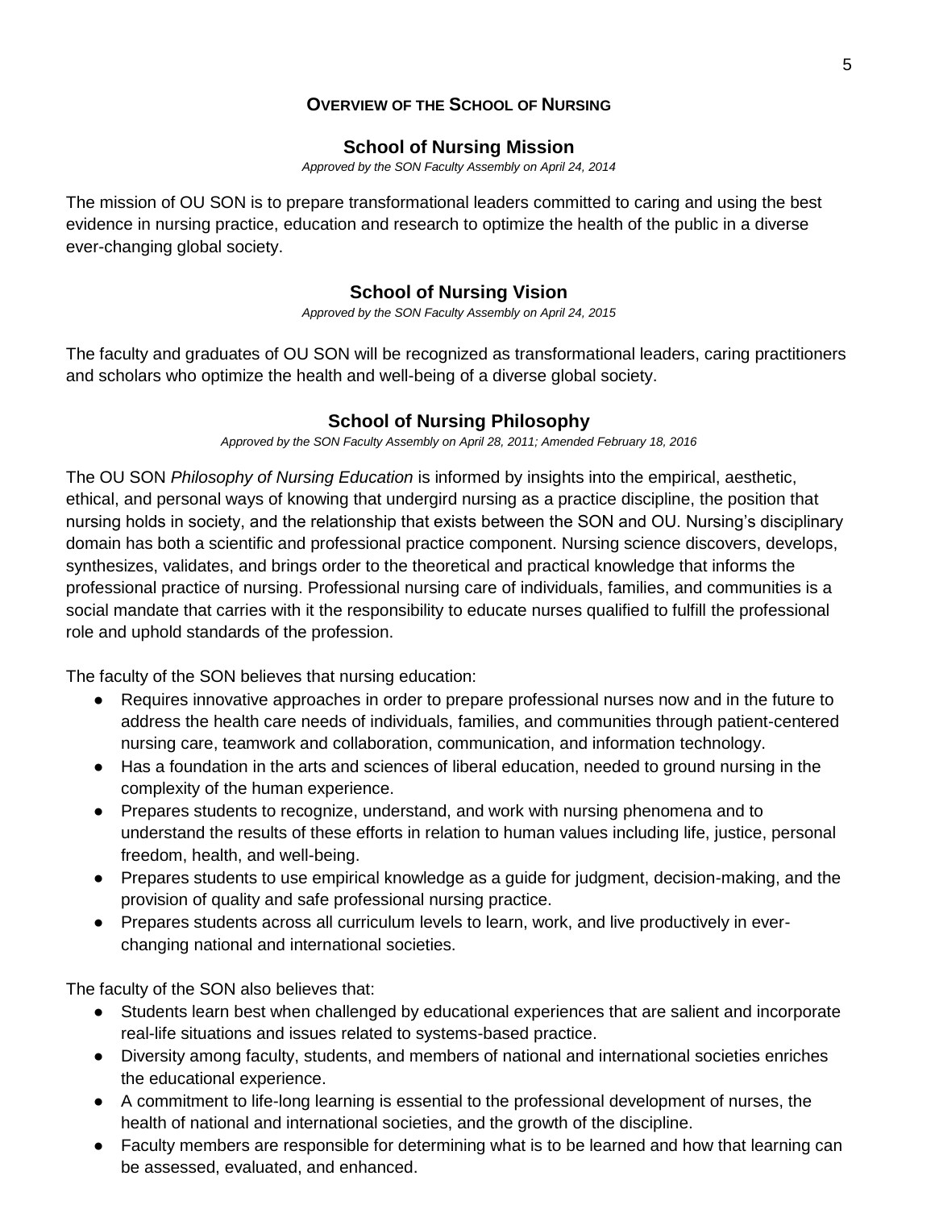# OVERVIEW OF THE SCHOOL OF NURSING

## School of Nursing Mission

*Approved by the SON Faculty Assembly on April 24, 2014*

The mission of OU SON is to prepare transformational leaders committed to caring and using the best evidence in nursing practice, education and research to optimize the health of the public in a diverse ever-changing global society.

## School of Nursing Vision

*Approved by the SON Faculty Assembly on April 24, 2015*

The faculty and graduates of OU SON will be recognized as transformational leaders, caring practitioners and scholars who optimize the health and well-being of a diverse global society.

## School of Nursing Philosophy

*Approved by the SON Faculty Assembly on April 28, 2011; Amended February 18, 2016*

The OU SON *Philosophy of Nursing Education* is informed by insights into the empirical, aesthetic, ethical, and personal ways of knowing that undergird nursing as a practice discipline, the position that nursing holds in society, and the relationship that exists between the SON and OU. Nursing's disciplinary domain has both a scientific and professional practice component. Nursing science discovers, develops, synthesizes, validates, and brings order to the theoretical and practical knowledge that informs the professional practice of nursing. Professional nursing care of individuals, families, and communities is a social mandate that carries with it the responsibility to educate nurses qualified to fulfill the professional role and uphold standards of the profession.

The faculty of the SON believes that nursing education:

- Requires innovative approaches in order to prepare professional nurses now and in the future to address the health care needs of individuals, families, and communities through patient-centered nursing care, teamwork and collaboration, communication, and information technology.
- Has a foundation in the arts and sciences of liberal education, needed to ground nursing in the complexity of the human experience.
- Prepares students to recognize, understand, and work with nursing phenomena and to understand the results of these efforts in relation to human values including life, justice, personal freedom, health, and well-being.
- Prepares students to use empirical knowledge as a guide for judgment, decision-making, and the provision of quality and safe professional nursing practice.
- Prepares students across all curriculum levels to learn, work, and live productively in ever-changing national and international societies.

The faculty of the SON also believes that:

- Students learn best when challenged by educational experiences that are salient and incorporate real-life situations and issues related to systems-based practice.
- Diversity among faculty, students, and members of national and international societies enriches the educational experience.
- A commitment to life-long learning is essential to the professional development of nurses, the health of national and international societies, and the growth of the discipline.
- Faculty members are responsible for determining what is to be learned and how that learning can be assessed, evaluated, and enhanced.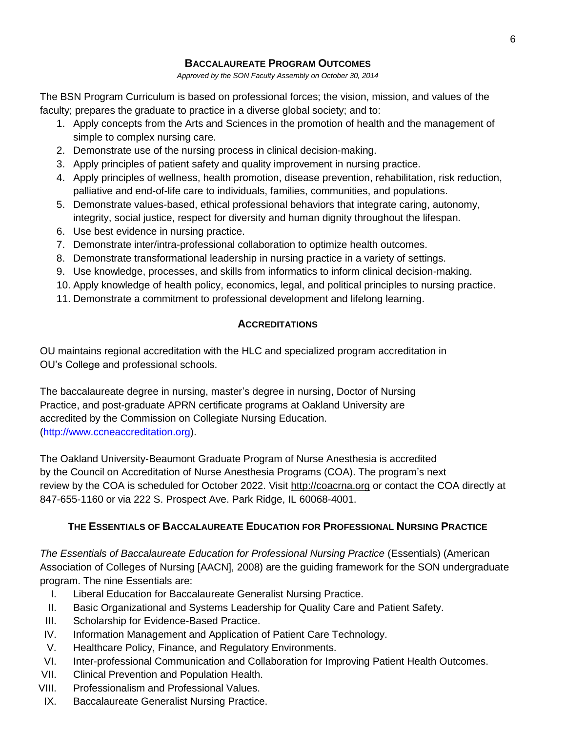## BACCALAUREATE PROGRAM OUTCOMES

*Approved by the SON Faculty Assembly on October 30, 2014*

The BSN Program Curriculum is based on professional forces; the vision, mission, and values of the faculty; prepares the graduate to practice in a diverse global society; and to:

1. Apply concepts from the Arts and Sciences in the promotion of health and the management of simple to complex nursing care.
2. Demonstrate use of the nursing process in clinical decision-making.
3. Apply principles of patient safety and quality improvement in nursing practice.
4. Apply principles of wellness, health promotion, disease prevention, rehabilitation, risk reduction, palliative and end-of-life care to individuals, families, communities, and populations.
5. Demonstrate values-based, ethical professional behaviors that integrate caring, autonomy, integrity, social justice, respect for diversity and human dignity throughout the lifespan.
6. Use best evidence in nursing practice.
7. Demonstrate inter/intra-professional collaboration to optimize health outcomes.
8. Demonstrate transformational leadership in nursing practice in a variety of settings.
9. Use knowledge, processes, and skills from informatics to inform clinical decision-making.
10. Apply knowledge of health policy, economics, legal, and political principles to nursing practice.
11. Demonstrate a commitment to professional development and lifelong learning.

## ACCREDITATIONS

OU maintains regional accreditation with the HLC and specialized program accreditation in OU's College and professional schools.

The baccalaureate degree in nursing, master's degree in nursing, Doctor of Nursing Practice, and post-graduate APRN certificate programs at Oakland University are accredited by the Commission on Collegiate Nursing Education. ([http://www.ccneaccreditation.org](http://www.ccneaccreditation.org)).

The Oakland University-Beaumont Graduate Program of Nurse Anesthesia is accredited by the Council on Accreditation of Nurse Anesthesia Programs (COA). The program's next review by the COA is scheduled for October 2022. Visit [http://coacrna.org](http://coacrna.org) or contact the COA directly at 847-655-1160 or via 222 S. Prospect Ave. Park Ridge, IL 60068-4001.

## THE ESSENTIALS OF BACCALAUREATE EDUCATION FOR PROFESSIONAL NURSING PRACTICE

*The Essentials of Baccalaureate Education for Professional Nursing Practice* (Essentials) (American Association of Colleges of Nursing [AACN], 2008) are the guiding framework for the SON undergraduate program. The nine Essentials are:

I. Liberal Education for Baccalaureate Generalist Nursing Practice.
II. Basic Organizational and Systems Leadership for Quality Care and Patient Safety.
III. Scholarship for Evidence-Based Practice.
IV. Information Management and Application of Patient Care Technology.
V. Healthcare Policy, Finance, and Regulatory Environments.
VI. Inter-professional Communication and Collaboration for Improving Patient Health Outcomes.
VII. Clinical Prevention and Population Health.
VIII. Professionalism and Professional Values.
IX. Baccalaureate Generalist Nursing Practice.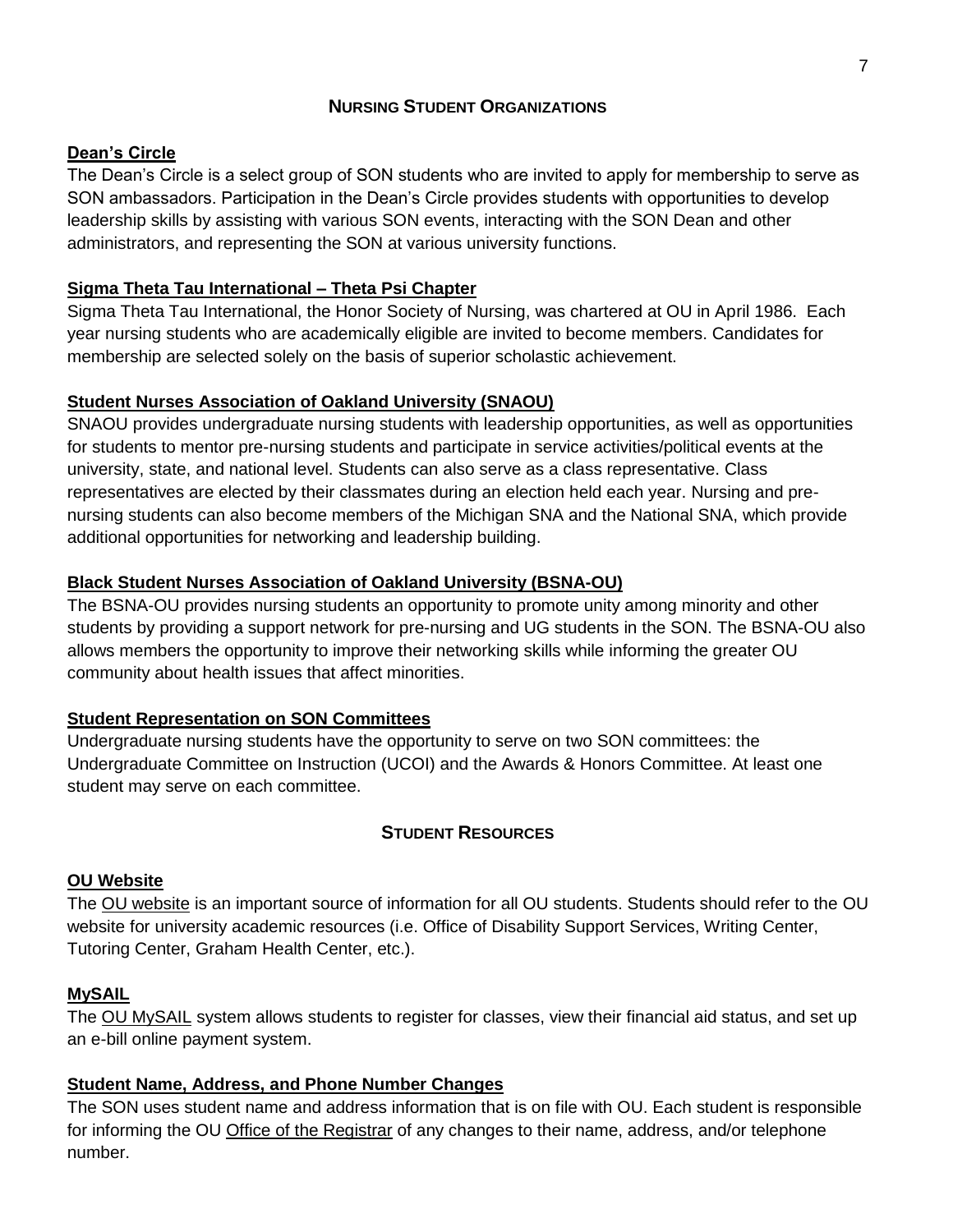## NURSING STUDENT ORGANIZATIONS

### Dean's Circle

The Dean's Circle is a select group of SON students who are invited to apply for membership to serve as SON ambassadors. Participation in the Dean's Circle provides students with opportunities to develop leadership skills by assisting with various SON events, interacting with the SON Dean and other administrators, and representing the SON at various university functions.

### Sigma Theta Tau International – Theta Psi Chapter

Sigma Theta Tau International, the Honor Society of Nursing, was chartered at OU in April 1986. Each year nursing students who are academically eligible are invited to become members. Candidates for membership are selected solely on the basis of superior scholastic achievement.

### Student Nurses Association of Oakland University (SNAOU)

SNAOU provides undergraduate nursing students with leadership opportunities, as well as opportunities for students to mentor pre-nursing students and participate in service activities/political events at the university, state, and national level. Students can also serve as a class representative. Class representatives are elected by their classmates during an election held each year. Nursing and pre-nursing students can also become members of the Michigan SNA and the National SNA, which provide additional opportunities for networking and leadership building.

### Black Student Nurses Association of Oakland University (BSNA-OU)

The BSNA-OU provides nursing students an opportunity to promote unity among minority and other students by providing a support network for pre-nursing and UG students in the SON. The BSNA-OU also allows members the opportunity to improve their networking skills while informing the greater OU community about health issues that affect minorities.

### Student Representation on SON Committees

Undergraduate nursing students have the opportunity to serve on two SON committees: the Undergraduate Committee on Instruction (UCOI) and the Awards & Honors Committee. At least one student may serve on each committee.

## STUDENT RESOURCES

### OU Website

The OU website is an important source of information for all OU students. Students should refer to the OU website for university academic resources (i.e. Office of Disability Support Services, Writing Center, Tutoring Center, Graham Health Center, etc.).

### MySAIL

The OU MySAIL system allows students to register for classes, view their financial aid status, and set up an e-bill online payment system.

### Student Name, Address, and Phone Number Changes

The SON uses student name and address information that is on file with OU. Each student is responsible for informing the OU Office of the Registrar of any changes to their name, address, and/or telephone number.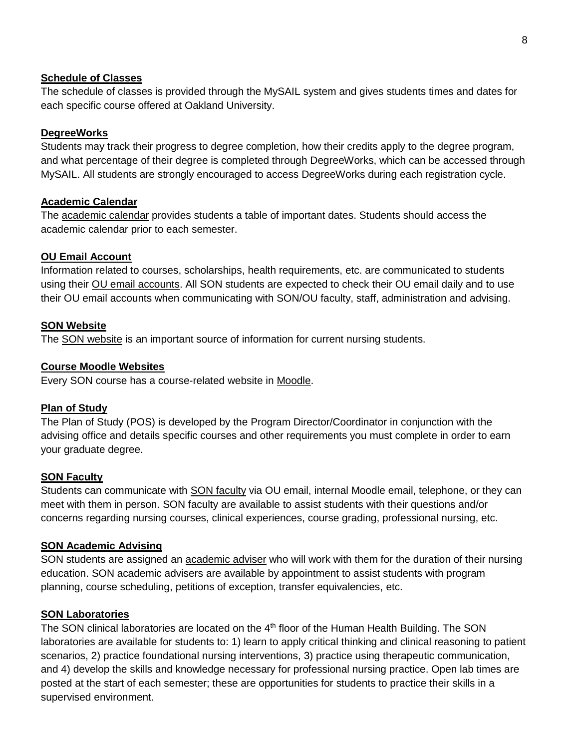**Schedule of Classes**

The schedule of classes is provided through the MySAIL system and gives students times and dates for each specific course offered at Oakland University.

**DegreeWorks**

Students may track their progress to degree completion, how their credits apply to the degree program, and what percentage of their degree is completed through DegreeWorks, which can be accessed through MySAIL. All students are strongly encouraged to access DegreeWorks during each registration cycle.

**Academic Calendar**

The academic calendar provides students a table of important dates. Students should access the academic calendar prior to each semester.

**OU Email Account**

Information related to courses, scholarships, health requirements, etc. are communicated to students using their OU email accounts. All SON students are expected to check their OU email daily and to use their OU email accounts when communicating with SON/OU faculty, staff, administration and advising.

**SON Website**

The SON website is an important source of information for current nursing students.

**Course Moodle Websites**

Every SON course has a course-related website in Moodle.

**Plan of Study**

The Plan of Study (POS) is developed by the Program Director/Coordinator in conjunction with the advising office and details specific courses and other requirements you must complete in order to earn your graduate degree.

**SON Faculty**

Students can communicate with SON faculty via OU email, internal Moodle email, telephone, or they can meet with them in person. SON faculty are available to assist students with their questions and/or concerns regarding nursing courses, clinical experiences, course grading, professional nursing, etc.

**SON Academic Advising**

SON students are assigned an academic adviser who will work with them for the duration of their nursing education. SON academic advisers are available by appointment to assist students with program planning, course scheduling, petitions of exception, transfer equivalencies, etc.

**SON Laboratories**

The SON clinical laboratories are located on the 4th floor of the Human Health Building. The SON laboratories are available for students to: 1) learn to apply critical thinking and clinical reasoning to patient scenarios, 2) practice foundational nursing interventions, 3) practice using therapeutic communication, and 4) develop the skills and knowledge necessary for professional nursing practice. Open lab times are posted at the start of each semester; these are opportunities for students to practice their skills in a supervised environment.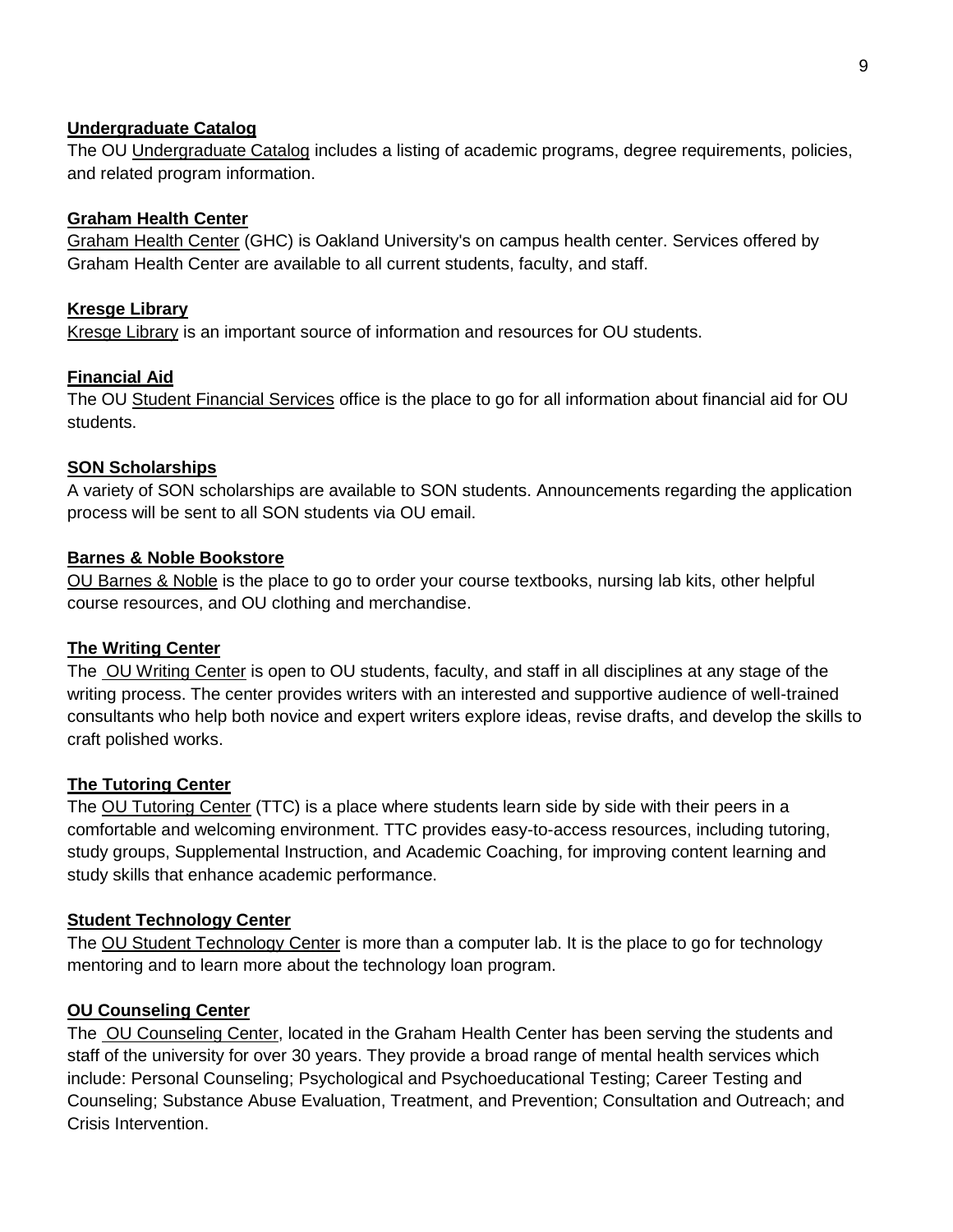### Undergraduate Catalog

The OU Undergraduate Catalog includes a listing of academic programs, degree requirements, policies, and related program information.

### Graham Health Center

Graham Health Center (GHC) is Oakland University's on campus health center. Services offered by Graham Health Center are available to all current students, faculty, and staff.

### Kresge Library

Kresge Library is an important source of information and resources for OU students.

### Financial Aid

The OU Student Financial Services office is the place to go for all information about financial aid for OU students.

### SON Scholarships

A variety of SON scholarships are available to SON students. Announcements regarding the application process will be sent to all SON students via OU email.

### Barnes & Noble Bookstore

OU Barnes & Noble is the place to go to order your course textbooks, nursing lab kits, other helpful course resources, and OU clothing and merchandise.

### The Writing Center

The OU Writing Center is open to OU students, faculty, and staff in all disciplines at any stage of the writing process. The center provides writers with an interested and supportive audience of well-trained consultants who help both novice and expert writers explore ideas, revise drafts, and develop the skills to craft polished works.

### The Tutoring Center

The OU Tutoring Center (TTC) is a place where students learn side by side with their peers in a comfortable and welcoming environment. TTC provides easy-to-access resources, including tutoring, study groups, Supplemental Instruction, and Academic Coaching, for improving content learning and study skills that enhance academic performance.

### Student Technology Center

The OU Student Technology Center is more than a computer lab. It is the place to go for technology mentoring and to learn more about the technology loan program.

### OU Counseling Center

The OU Counseling Center, located in the Graham Health Center has been serving the students and staff of the university for over 30 years. They provide a broad range of mental health services which include: Personal Counseling; Psychological and Psychoeducational Testing; Career Testing and Counseling; Substance Abuse Evaluation, Treatment, and Prevention; Consultation and Outreach; and Crisis Intervention.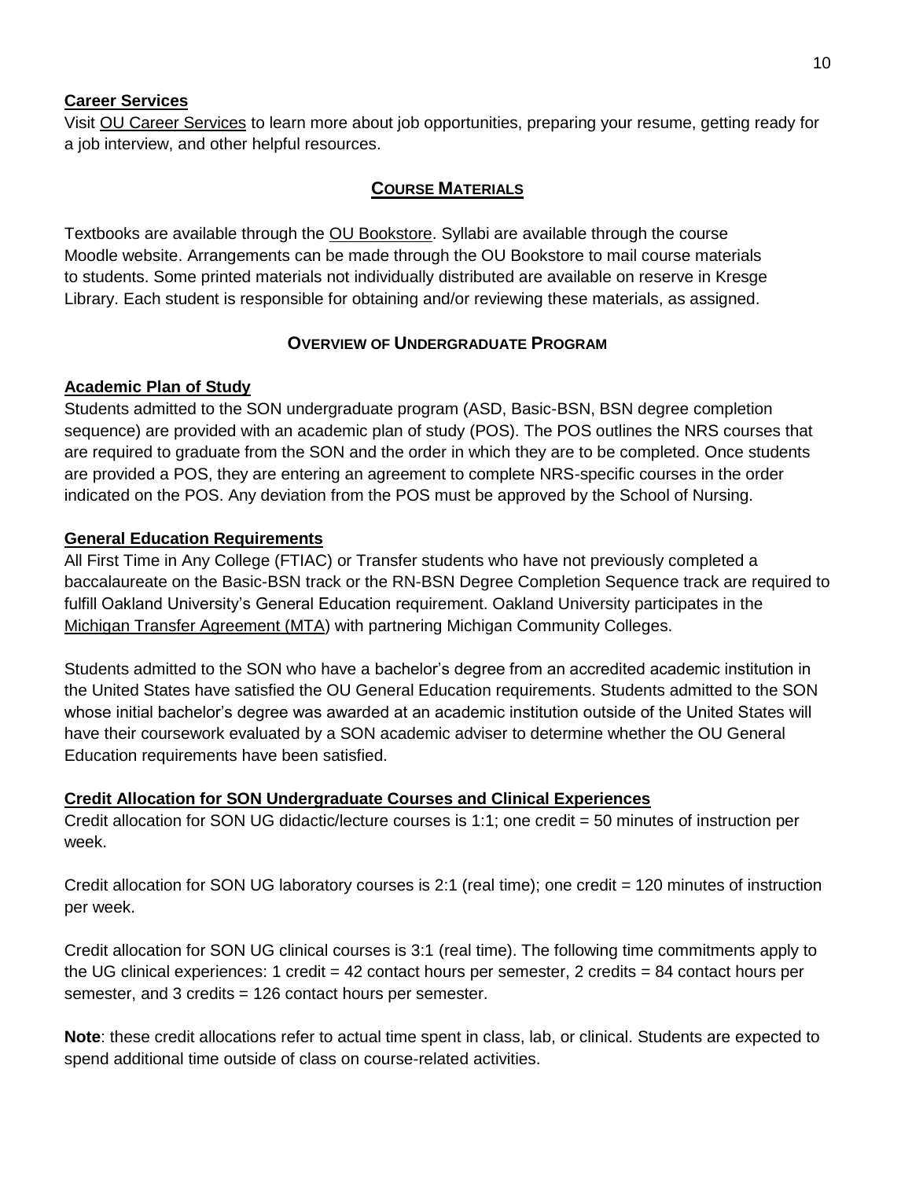### Career Services

Visit OU Career Services to learn more about job opportunities, preparing your resume, getting ready for a job interview, and other helpful resources.

## COURSE MATERIALS

Textbooks are available through the OU Bookstore. Syllabi are available through the course Moodle website. Arrangements can be made through the OU Bookstore to mail course materials to students. Some printed materials not individually distributed are available on reserve in Kresge Library. Each student is responsible for obtaining and/or reviewing these materials, as assigned.

## OVERVIEW OF UNDERGRADUATE PROGRAM

### Academic Plan of Study

Students admitted to the SON undergraduate program (ASD, Basic-BSN, BSN degree completion sequence) are provided with an academic plan of study (POS). The POS outlines the NRS courses that are required to graduate from the SON and the order in which they are to be completed. Once students are provided a POS, they are entering an agreement to complete NRS-specific courses in the order indicated on the POS. Any deviation from the POS must be approved by the School of Nursing.

### General Education Requirements

All First Time in Any College (FTIAC) or Transfer students who have not previously completed a baccalaureate on the Basic-BSN track or the RN-BSN Degree Completion Sequence track are required to fulfill Oakland University's General Education requirement. Oakland University participates in the Michigan Transfer Agreement (MTA) with partnering Michigan Community Colleges.

Students admitted to the SON who have a bachelor's degree from an accredited academic institution in the United States have satisfied the OU General Education requirements. Students admitted to the SON whose initial bachelor's degree was awarded at an academic institution outside of the United States will have their coursework evaluated by a SON academic adviser to determine whether the OU General Education requirements have been satisfied.

### Credit Allocation for SON Undergraduate Courses and Clinical Experiences

Credit allocation for SON UG didactic/lecture courses is 1:1; one credit = 50 minutes of instruction per week.

Credit allocation for SON UG laboratory courses is 2:1 (real time); one credit = 120 minutes of instruction per week.

Credit allocation for SON UG clinical courses is 3:1 (real time). The following time commitments apply to the UG clinical experiences: 1 credit = 42 contact hours per semester, 2 credits = 84 contact hours per semester, and 3 credits = 126 contact hours per semester.

**Note**: these credit allocations refer to actual time spent in class, lab, or clinical. Students are expected to spend additional time outside of class on course-related activities.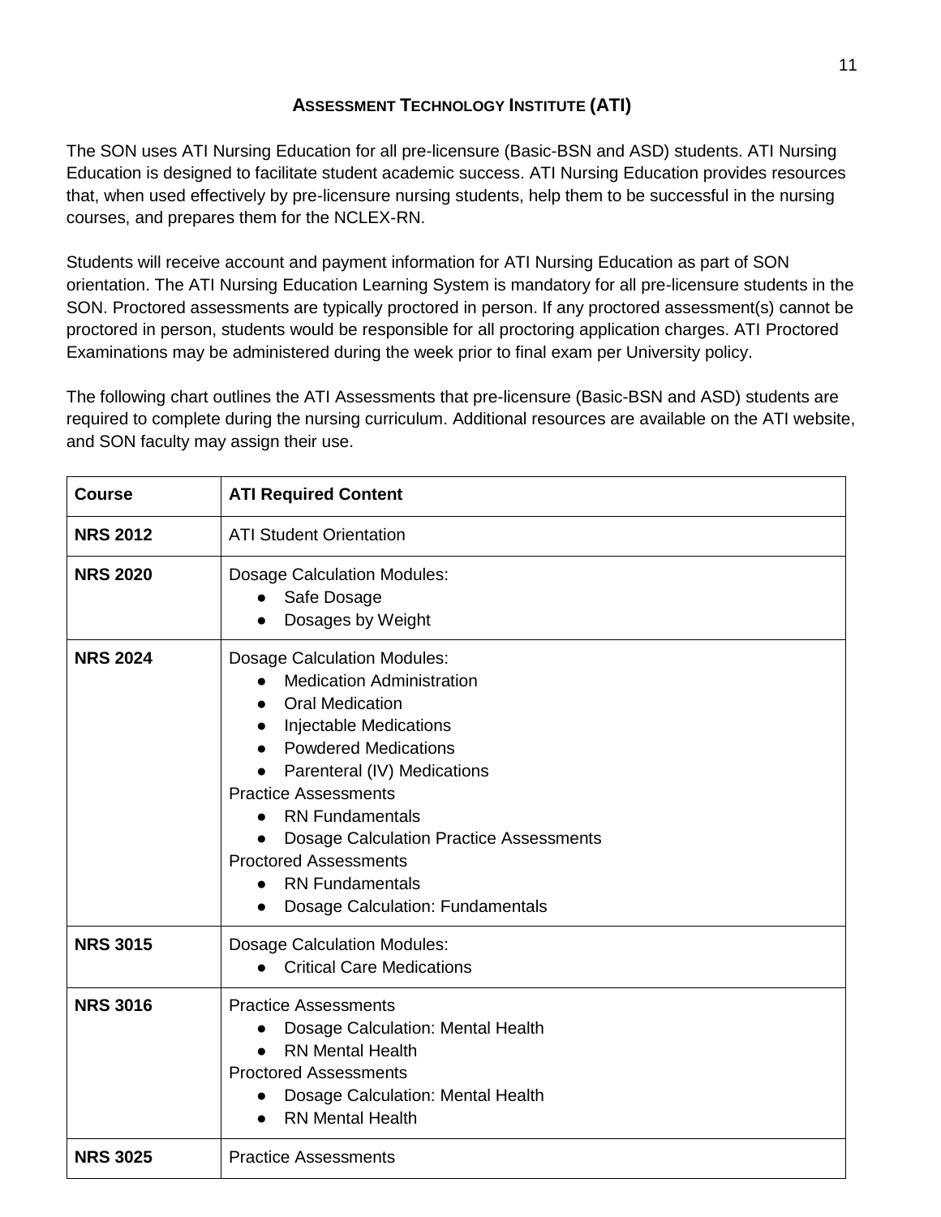## ASSESSMENT TECHNOLOGY INSTITUTE (ATI)

The SON uses ATI Nursing Education for all pre-licensure (Basic-BSN and ASD) students. ATI Nursing Education is designed to facilitate student academic success. ATI Nursing Education provides resources that, when used effectively by pre-licensure nursing students, help them to be successful in the nursing courses, and prepares them for the NCLEX-RN.

Students will receive account and payment information for ATI Nursing Education as part of SON orientation. The ATI Nursing Education Learning System is mandatory for all pre-licensure students in the SON. Proctored assessments are typically proctored in person. If any proctored assessment(s) cannot be proctored in person, students would be responsible for all proctoring application charges. ATI Proctored Examinations may be administered during the week prior to final exam per University policy.

The following chart outlines the ATI Assessments that pre-licensure (Basic-BSN and ASD) students are required to complete during the nursing curriculum. Additional resources are available on the ATI website, and SON faculty may assign their use.

| Course | ATI Required Content |
|---|---|
| **NRS 2012** | ATI Student Orientation |
| **NRS 2020** | Dosage Calculation Modules:<br>• Safe Dosage<br>• Dosages by Weight |
| **NRS 2024** | Dosage Calculation Modules:<br>• Medication Administration<br>• Oral Medication<br>• Injectable Medications<br>• Powdered Medications<br>• Parenteral (IV) Medications<br>Practice Assessments<br>• RN Fundamentals<br>• Dosage Calculation Practice Assessments<br>Proctored Assessments<br>• RN Fundamentals<br>• Dosage Calculation: Fundamentals |
| **NRS 3015** | Dosage Calculation Modules:<br>• Critical Care Medications |
| **NRS 3016** | Practice Assessments<br>• Dosage Calculation: Mental Health<br>• RN Mental Health<br>Proctored Assessments<br>• Dosage Calculation: Mental Health<br>• RN Mental Health |
| **NRS 3025** | Practice Assessments |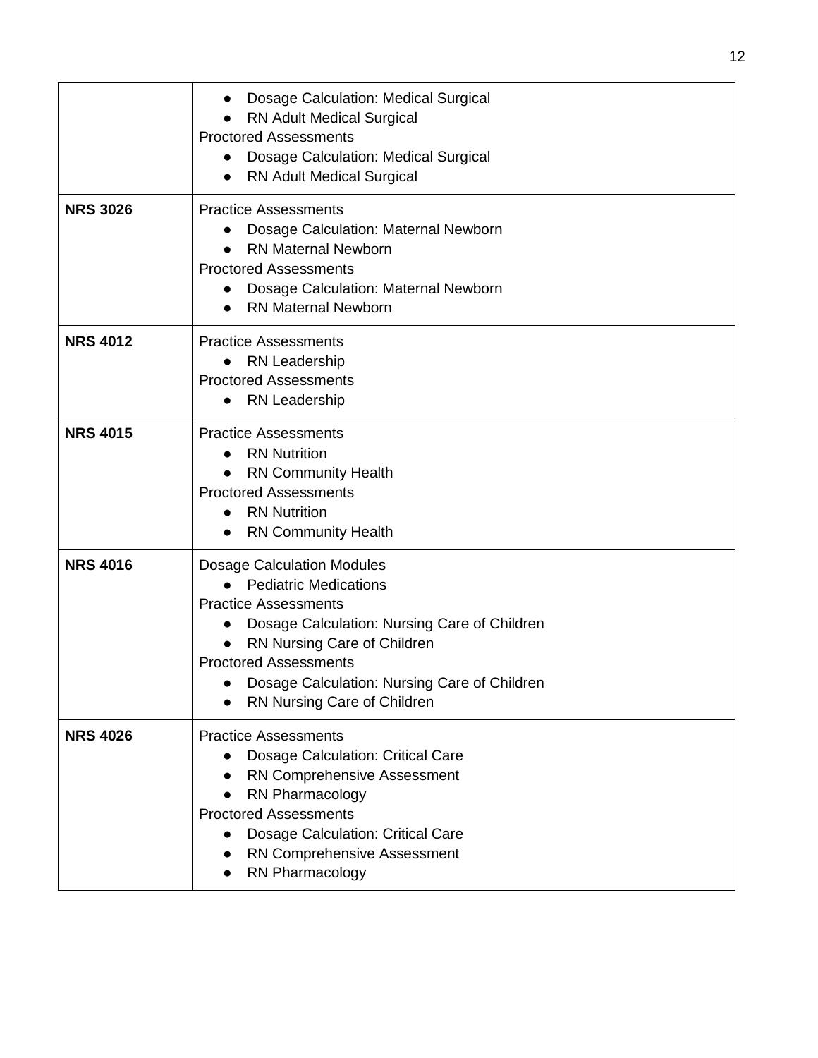| | |
|---|---|
| | • Dosage Calculation: Medical Surgical<br>• RN Adult Medical Surgical<br>Proctored Assessments<br>• Dosage Calculation: Medical Surgical<br>• RN Adult Medical Surgical |
| **NRS 3026** | Practice Assessments<br>• Dosage Calculation: Maternal Newborn<br>• RN Maternal Newborn<br>Proctored Assessments<br>• Dosage Calculation: Maternal Newborn<br>• RN Maternal Newborn |
| **NRS 4012** | Practice Assessments<br>• RN Leadership<br>Proctored Assessments<br>• RN Leadership |
| **NRS 4015** | Practice Assessments<br>• RN Nutrition<br>• RN Community Health<br>Proctored Assessments<br>• RN Nutrition<br>• RN Community Health |
| **NRS 4016** | Dosage Calculation Modules<br>• Pediatric Medications<br>Practice Assessments<br>• Dosage Calculation: Nursing Care of Children<br>• RN Nursing Care of Children<br>Proctored Assessments<br>• Dosage Calculation: Nursing Care of Children<br>• RN Nursing Care of Children |
| **NRS 4026** | Practice Assessments<br>• Dosage Calculation: Critical Care<br>• RN Comprehensive Assessment<br>• RN Pharmacology<br>Proctored Assessments<br>• Dosage Calculation: Critical Care<br>• RN Comprehensive Assessment<br>• RN Pharmacology |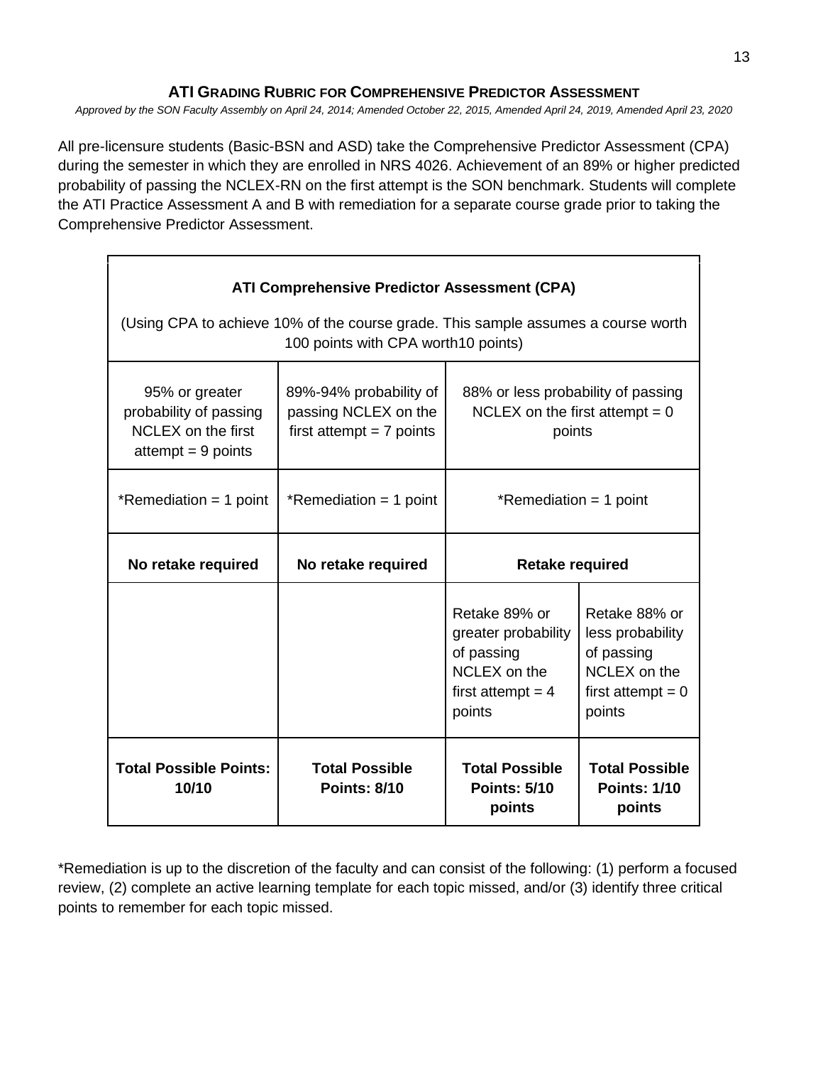## ATI GRADING RUBRIC FOR COMPREHENSIVE PREDICTOR ASSESSMENT

*Approved by the SON Faculty Assembly on April 24, 2014; Amended October 22, 2015, Amended April 24, 2019, Amended April 23, 2020*

All pre-licensure students (Basic-BSN and ASD) take the Comprehensive Predictor Assessment (CPA) during the semester in which they are enrolled in NRS 4026. Achievement of an 89% or higher predicted probability of passing the NCLEX-RN on the first attempt is the SON benchmark. Students will complete the ATI Practice Assessment A and B with remediation for a separate course grade prior to taking the Comprehensive Predictor Assessment.

| **ATI Comprehensive Predictor Assessment (CPA)**<br><br>(Using CPA to achieve 10% of the course grade. This sample assumes a course worth 100 points with CPA worth10 points) | | | |
|---|---|---|---|
| 95% or greater probability of passing NCLEX on the first attempt = 9 points | 89%-94% probability of passing NCLEX on the first attempt = 7 points | 88% or less probability of passing NCLEX on the first attempt = 0 points | |
| *Remediation = 1 point | *Remediation = 1 point | *Remediation = 1 point | |
| **No retake required** | **No retake required** | **Retake required** | |
| | | Retake 89% or greater probability of passing NCLEX on the first attempt = 4 points | Retake 88% or less probability of passing NCLEX on the first attempt = 0 points |
| **Total Possible Points: 10/10** | **Total Possible Points: 8/10** | **Total Possible Points: 5/10 points** | **Total Possible Points: 1/10 points** |

*Remediation is up to the discretion of the faculty and can consist of the following: (1) perform a focused review, (2) complete an active learning template for each topic missed, and/or (3) identify three critical points to remember for each topic missed.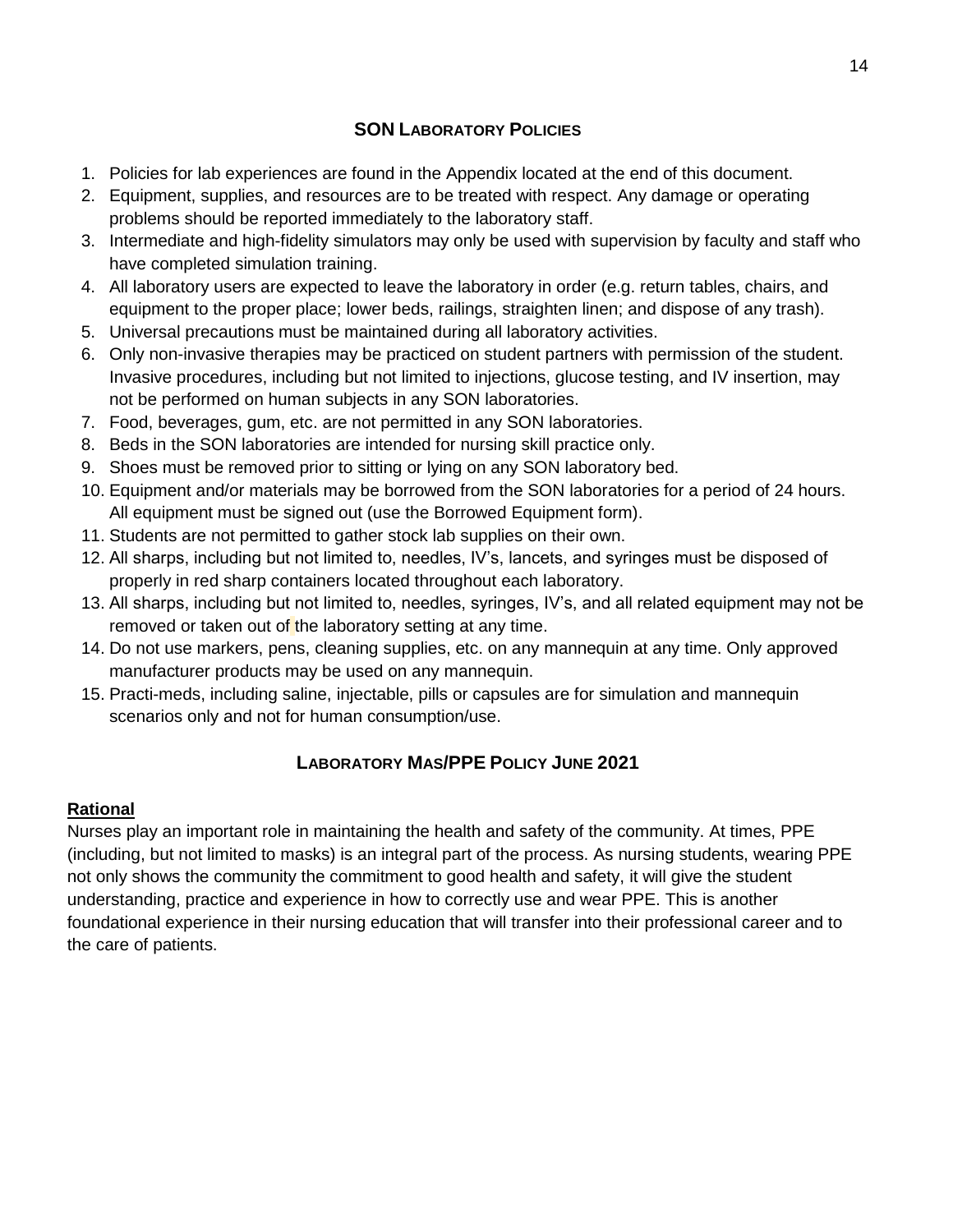## SON Laboratory Policies

1. Policies for lab experiences are found in the Appendix located at the end of this document.
2. Equipment, supplies, and resources are to be treated with respect. Any damage or operating problems should be reported immediately to the laboratory staff.
3. Intermediate and high-fidelity simulators may only be used with supervision by faculty and staff who have completed simulation training.
4. All laboratory users are expected to leave the laboratory in order (e.g. return tables, chairs, and equipment to the proper place; lower beds, railings, straighten linen; and dispose of any trash).
5. Universal precautions must be maintained during all laboratory activities.
6. Only non-invasive therapies may be practiced on student partners with permission of the student. Invasive procedures, including but not limited to injections, glucose testing, and IV insertion, may not be performed on human subjects in any SON laboratories.
7. Food, beverages, gum, etc. are not permitted in any SON laboratories.
8. Beds in the SON laboratories are intended for nursing skill practice only.
9. Shoes must be removed prior to sitting or lying on any SON laboratory bed.
10. Equipment and/or materials may be borrowed from the SON laboratories for a period of 24 hours. All equipment must be signed out (use the Borrowed Equipment form).
11. Students are not permitted to gather stock lab supplies on their own.
12. All sharps, including but not limited to, needles, IV's, lancets, and syringes must be disposed of properly in red sharp containers located throughout each laboratory.
13. All sharps, including but not limited to, needles, syringes, IV's, and all related equipment may not be removed or taken out of the laboratory setting at any time.
14. Do not use markers, pens, cleaning supplies, etc. on any mannequin at any time. Only approved manufacturer products may be used on any mannequin.
15. Practi-meds, including saline, injectable, pills or capsules are for simulation and mannequin scenarios only and not for human consumption/use.

## Laboratory Mas/PPE Policy June 2021

**Rational**

Nurses play an important role in maintaining the health and safety of the community. At times, PPE (including, but not limited to masks) is an integral part of the process. As nursing students, wearing PPE not only shows the community the commitment to good health and safety, it will give the student understanding, practice and experience in how to correctly use and wear PPE. This is another foundational experience in their nursing education that will transfer into their professional career and to the care of patients.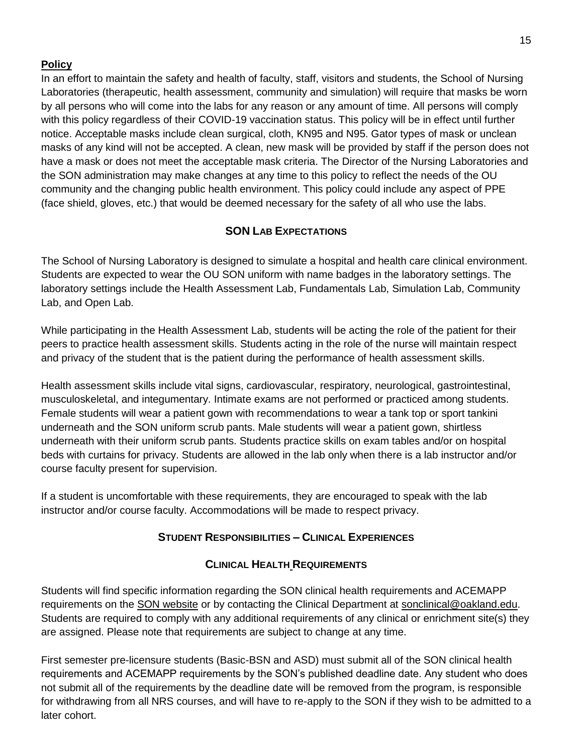**Policy**

In an effort to maintain the safety and health of faculty, staff, visitors and students, the School of Nursing Laboratories (therapeutic, health assessment, community and simulation) will require that masks be worn by all persons who will come into the labs for any reason or any amount of time. All persons will comply with this policy regardless of their COVID-19 vaccination status. This policy will be in effect until further notice. Acceptable masks include clean surgical, cloth, KN95 and N95. Gator types of mask or unclean masks of any kind will not be accepted. A clean, new mask will be provided by staff if the person does not have a mask or does not meet the acceptable mask criteria. The Director of the Nursing Laboratories and the SON administration may make changes at any time to this policy to reflect the needs of the OU community and the changing public health environment. This policy could include any aspect of PPE (face shield, gloves, etc.) that would be deemed necessary for the safety of all who use the labs.

## SON Lab Expectations

The School of Nursing Laboratory is designed to simulate a hospital and health care clinical environment. Students are expected to wear the OU SON uniform with name badges in the laboratory settings. The laboratory settings include the Health Assessment Lab, Fundamentals Lab, Simulation Lab, Community Lab, and Open Lab.

While participating in the Health Assessment Lab, students will be acting the role of the patient for their peers to practice health assessment skills. Students acting in the role of the nurse will maintain respect and privacy of the student that is the patient during the performance of health assessment skills.

Health assessment skills include vital signs, cardiovascular, respiratory, neurological, gastrointestinal, musculoskeletal, and integumentary. Intimate exams are not performed or practiced among students. Female students will wear a patient gown with recommendations to wear a tank top or sport tankini underneath and the SON uniform scrub pants. Male students will wear a patient gown, shirtless underneath with their uniform scrub pants. Students practice skills on exam tables and/or on hospital beds with curtains for privacy. Students are allowed in the lab only when there is a lab instructor and/or course faculty present for supervision.

If a student is uncomfortable with these requirements, they are encouraged to speak with the lab instructor and/or course faculty. Accommodations will be made to respect privacy.

## Student Responsibilities – Clinical Experiences

### Clinical Health Requirements

Students will find specific information regarding the SON clinical health requirements and ACEMAPP requirements on the SON website or by contacting the Clinical Department at sonclinical@oakland.edu. Students are required to comply with any additional requirements of any clinical or enrichment site(s) they are assigned. Please note that requirements are subject to change at any time.

First semester pre-licensure students (Basic-BSN and ASD) must submit all of the SON clinical health requirements and ACEMAPP requirements by the SON's published deadline date. Any student who does not submit all of the requirements by the deadline date will be removed from the program, is responsible for withdrawing from all NRS courses, and will have to re-apply to the SON if they wish to be admitted to a later cohort.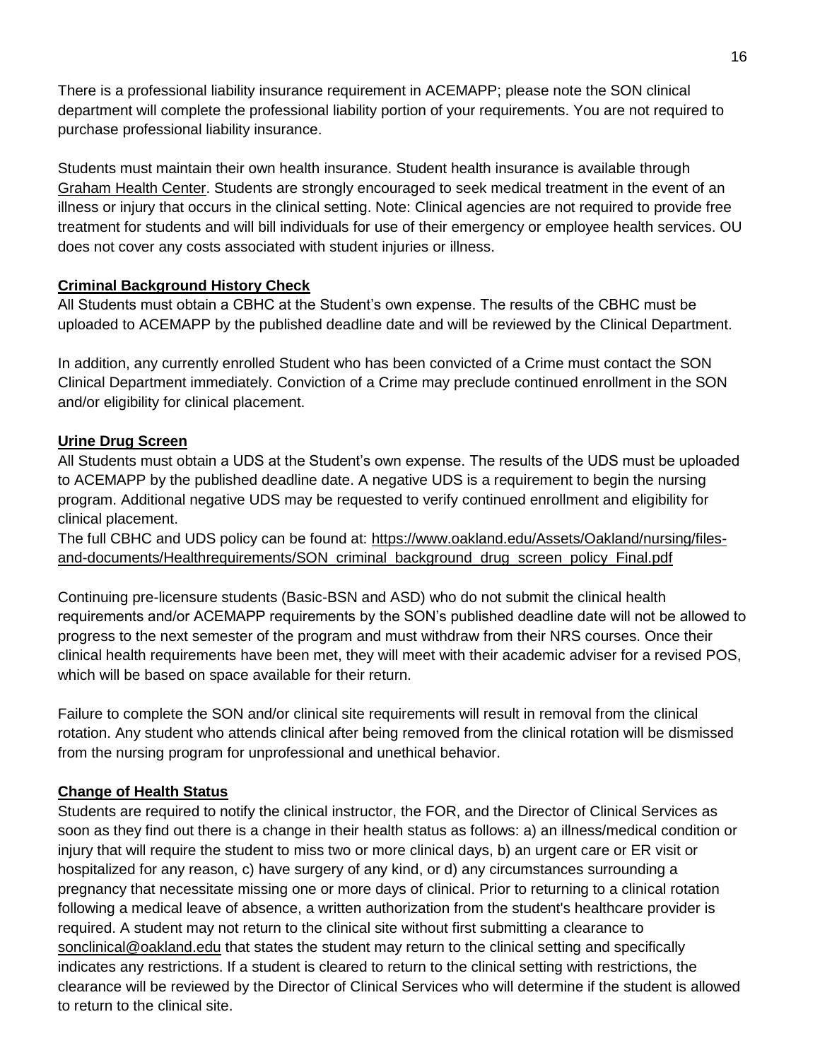There is a professional liability insurance requirement in ACEMAPP; please note the SON clinical department will complete the professional liability portion of your requirements. You are not required to purchase professional liability insurance.

Students must maintain their own health insurance. Student health insurance is available through Graham Health Center. Students are strongly encouraged to seek medical treatment in the event of an illness or injury that occurs in the clinical setting. Note: Clinical agencies are not required to provide free treatment for students and will bill individuals for use of their emergency or employee health services. OU does not cover any costs associated with student injuries or illness.

**Criminal Background History Check**

All Students must obtain a CBHC at the Student's own expense. The results of the CBHC must be uploaded to ACEMAPP by the published deadline date and will be reviewed by the Clinical Department.

In addition, any currently enrolled Student who has been convicted of a Crime must contact the SON Clinical Department immediately. Conviction of a Crime may preclude continued enrollment in the SON and/or eligibility for clinical placement.

**Urine Drug Screen**

All Students must obtain a UDS at the Student's own expense. The results of the UDS must be uploaded to ACEMAPP by the published deadline date. A negative UDS is a requirement to begin the nursing program. Additional negative UDS may be requested to verify continued enrollment and eligibility for clinical placement.
The full CBHC and UDS policy can be found at: https://www.oakland.edu/Assets/Oakland/nursing/files-and-documents/Healthrequirements/SON_criminal_background_drug_screen_policy_Final.pdf

Continuing pre-licensure students (Basic-BSN and ASD) who do not submit the clinical health requirements and/or ACEMAPP requirements by the SON's published deadline date will not be allowed to progress to the next semester of the program and must withdraw from their NRS courses. Once their clinical health requirements have been met, they will meet with their academic adviser for a revised POS, which will be based on space available for their return.

Failure to complete the SON and/or clinical site requirements will result in removal from the clinical rotation. Any student who attends clinical after being removed from the clinical rotation will be dismissed from the nursing program for unprofessional and unethical behavior.

**Change of Health Status**

Students are required to notify the clinical instructor, the FOR, and the Director of Clinical Services as soon as they find out there is a change in their health status as follows: a) an illness/medical condition or injury that will require the student to miss two or more clinical days, b) an urgent care or ER visit or hospitalized for any reason, c) have surgery of any kind, or d) any circumstances surrounding a pregnancy that necessitate missing one or more days of clinical. Prior to returning to a clinical rotation following a medical leave of absence, a written authorization from the student's healthcare provider is required. A student may not return to the clinical site without first submitting a clearance to sonclinical@oakland.edu that states the student may return to the clinical setting and specifically indicates any restrictions. If a student is cleared to return to the clinical setting with restrictions, the clearance will be reviewed by the Director of Clinical Services who will determine if the student is allowed to return to the clinical site.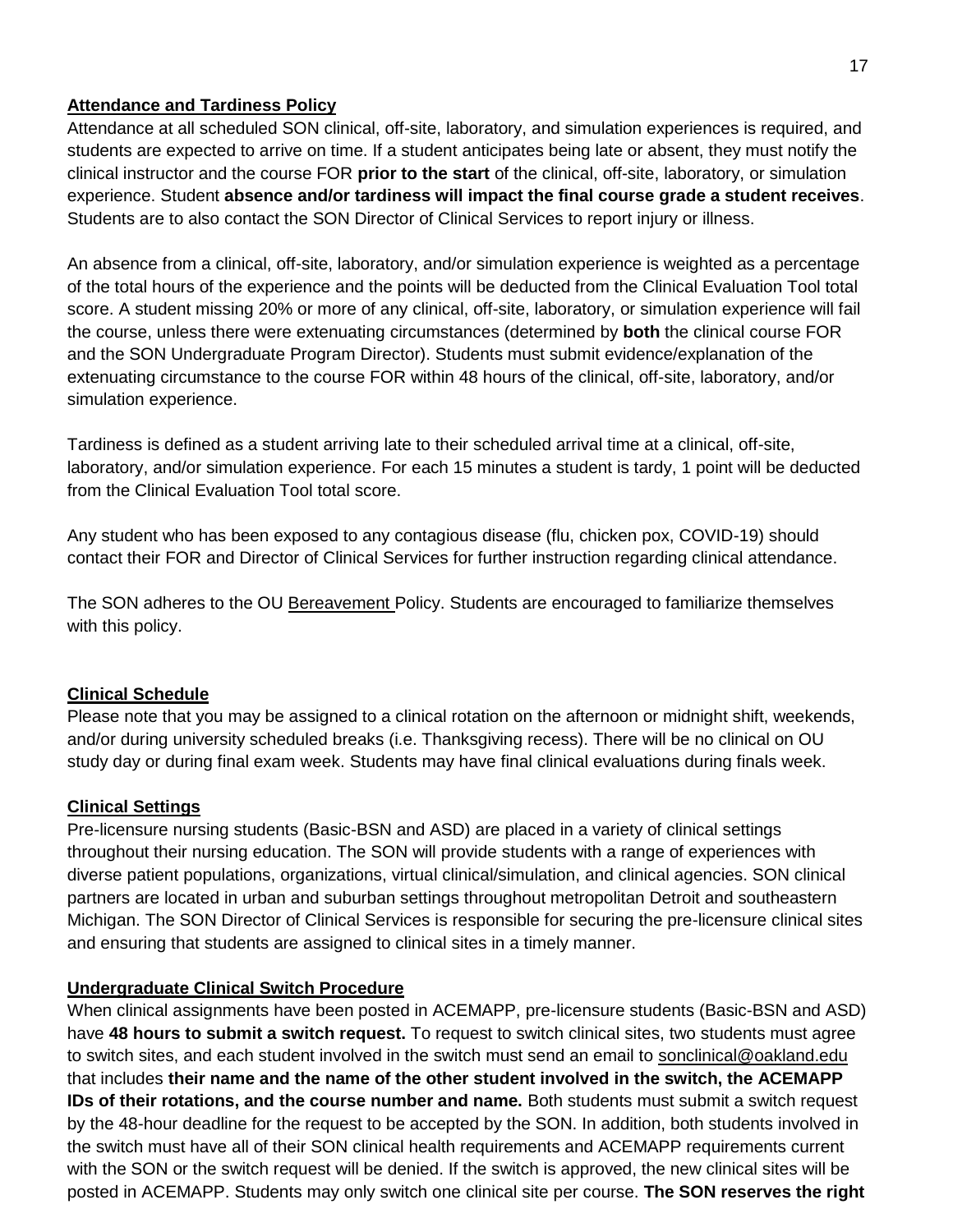## Attendance and Tardiness Policy

Attendance at all scheduled SON clinical, off-site, laboratory, and simulation experiences is required, and students are expected to arrive on time. If a student anticipates being late or absent, they must notify the clinical instructor and the course FOR **prior to the start** of the clinical, off-site, laboratory, or simulation experience. Student **absence and/or tardiness will impact the final course grade a student receives**. Students are to also contact the SON Director of Clinical Services to report injury or illness.

An absence from a clinical, off-site, laboratory, and/or simulation experience is weighted as a percentage of the total hours of the experience and the points will be deducted from the Clinical Evaluation Tool total score. A student missing 20% or more of any clinical, off-site, laboratory, or simulation experience will fail the course, unless there were extenuating circumstances (determined by **both** the clinical course FOR and the SON Undergraduate Program Director). Students must submit evidence/explanation of the extenuating circumstance to the course FOR within 48 hours of the clinical, off-site, laboratory, and/or simulation experience.

Tardiness is defined as a student arriving late to their scheduled arrival time at a clinical, off-site, laboratory, and/or simulation experience. For each 15 minutes a student is tardy, 1 point will be deducted from the Clinical Evaluation Tool total score.

Any student who has been exposed to any contagious disease (flu, chicken pox, COVID-19) should contact their FOR and Director of Clinical Services for further instruction regarding clinical attendance.

The SON adheres to the OU Bereavement Policy. Students are encouraged to familiarize themselves with this policy.

## Clinical Schedule

Please note that you may be assigned to a clinical rotation on the afternoon or midnight shift, weekends, and/or during university scheduled breaks (i.e. Thanksgiving recess). There will be no clinical on OU study day or during final exam week. Students may have final clinical evaluations during finals week.

## Clinical Settings

Pre-licensure nursing students (Basic-BSN and ASD) are placed in a variety of clinical settings throughout their nursing education. The SON will provide students with a range of experiences with diverse patient populations, organizations, virtual clinical/simulation, and clinical agencies. SON clinical partners are located in urban and suburban settings throughout metropolitan Detroit and southeastern Michigan. The SON Director of Clinical Services is responsible for securing the pre-licensure clinical sites and ensuring that students are assigned to clinical sites in a timely manner.

## Undergraduate Clinical Switch Procedure

When clinical assignments have been posted in ACEMAPP, pre-licensure students (Basic-BSN and ASD) have **48 hours to submit a switch request.** To request to switch clinical sites, two students must agree to switch sites, and each student involved in the switch must send an email to sonclinical@oakland.edu that includes **their name and the name of the other student involved in the switch, the ACEMAPP IDs of their rotations, and the course number and name.** Both students must submit a switch request by the 48-hour deadline for the request to be accepted by the SON. In addition, both students involved in the switch must have all of their SON clinical health requirements and ACEMAPP requirements current with the SON or the switch request will be denied. If the switch is approved, the new clinical sites will be posted in ACEMAPP. Students may only switch one clinical site per course. **The SON reserves the right**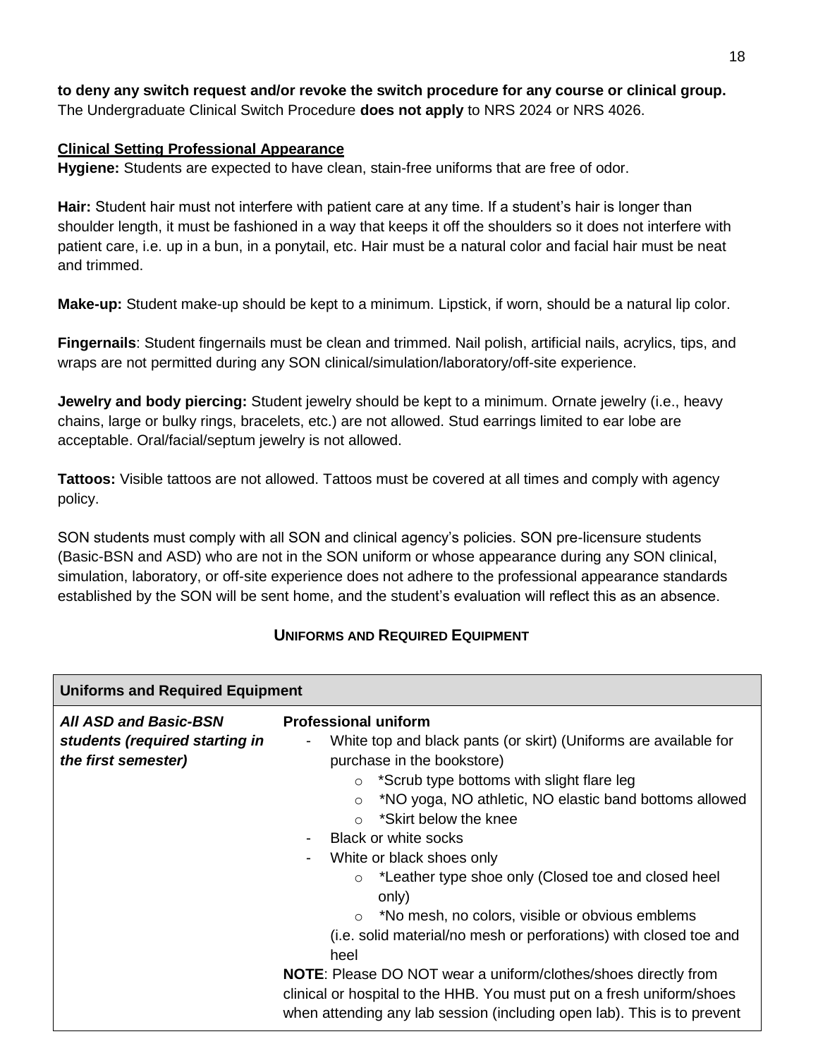**to deny any switch request and/or revoke the switch procedure for any course or clinical group.** The Undergraduate Clinical Switch Procedure **does not apply** to NRS 2024 or NRS 4026.

**Clinical Setting Professional Appearance**

**Hygiene:** Students are expected to have clean, stain-free uniforms that are free of odor.

**Hair:** Student hair must not interfere with patient care at any time. If a student's hair is longer than shoulder length, it must be fashioned in a way that keeps it off the shoulders so it does not interfere with patient care, i.e. up in a bun, in a ponytail, etc. Hair must be a natural color and facial hair must be neat and trimmed.

**Make-up:** Student make-up should be kept to a minimum. Lipstick, if worn, should be a natural lip color.

**Fingernails**: Student fingernails must be clean and trimmed. Nail polish, artificial nails, acrylics, tips, and wraps are not permitted during any SON clinical/simulation/laboratory/off-site experience.

**Jewelry and body piercing:** Student jewelry should be kept to a minimum. Ornate jewelry (i.e., heavy chains, large or bulky rings, bracelets, etc.) are not allowed. Stud earrings limited to ear lobe are acceptable. Oral/facial/septum jewelry is not allowed.

**Tattoos:** Visible tattoos are not allowed. Tattoos must be covered at all times and comply with agency policy.

SON students must comply with all SON and clinical agency's policies. SON pre-licensure students (Basic-BSN and ASD) who are not in the SON uniform or whose appearance during any SON clinical, simulation, laboratory, or off-site experience does not adhere to the professional appearance standards established by the SON will be sent home, and the student's evaluation will reflect this as an absence.

## UNIFORMS AND REQUIRED EQUIPMENT

| **Uniforms and Required Equipment** | |
|---|---|
| ***All ASD and Basic-BSN students (required starting in the first semester)*** | **Professional uniform**<br>- White top and black pants (or skirt) (Uniforms are available for purchase in the bookstore)<br>&nbsp;&nbsp;&nbsp;&nbsp;○ *Scrub type bottoms with slight flare leg<br>&nbsp;&nbsp;&nbsp;&nbsp;○ *NO yoga, NO athletic, NO elastic band bottoms allowed<br>&nbsp;&nbsp;&nbsp;&nbsp;○ *Skirt below the knee<br>- Black or white socks<br>- White or black shoes only<br>&nbsp;&nbsp;&nbsp;&nbsp;○ *Leather type shoe only (Closed toe and closed heel only)<br>&nbsp;&nbsp;&nbsp;&nbsp;○ *No mesh, no colors, visible or obvious emblems<br>(i.e. solid material/no mesh or perforations) with closed toe and heel<br>**NOTE**: Please DO NOT wear a uniform/clothes/shoes directly from clinical or hospital to the HHB. You must put on a fresh uniform/shoes when attending any lab session (including open lab). This is to prevent |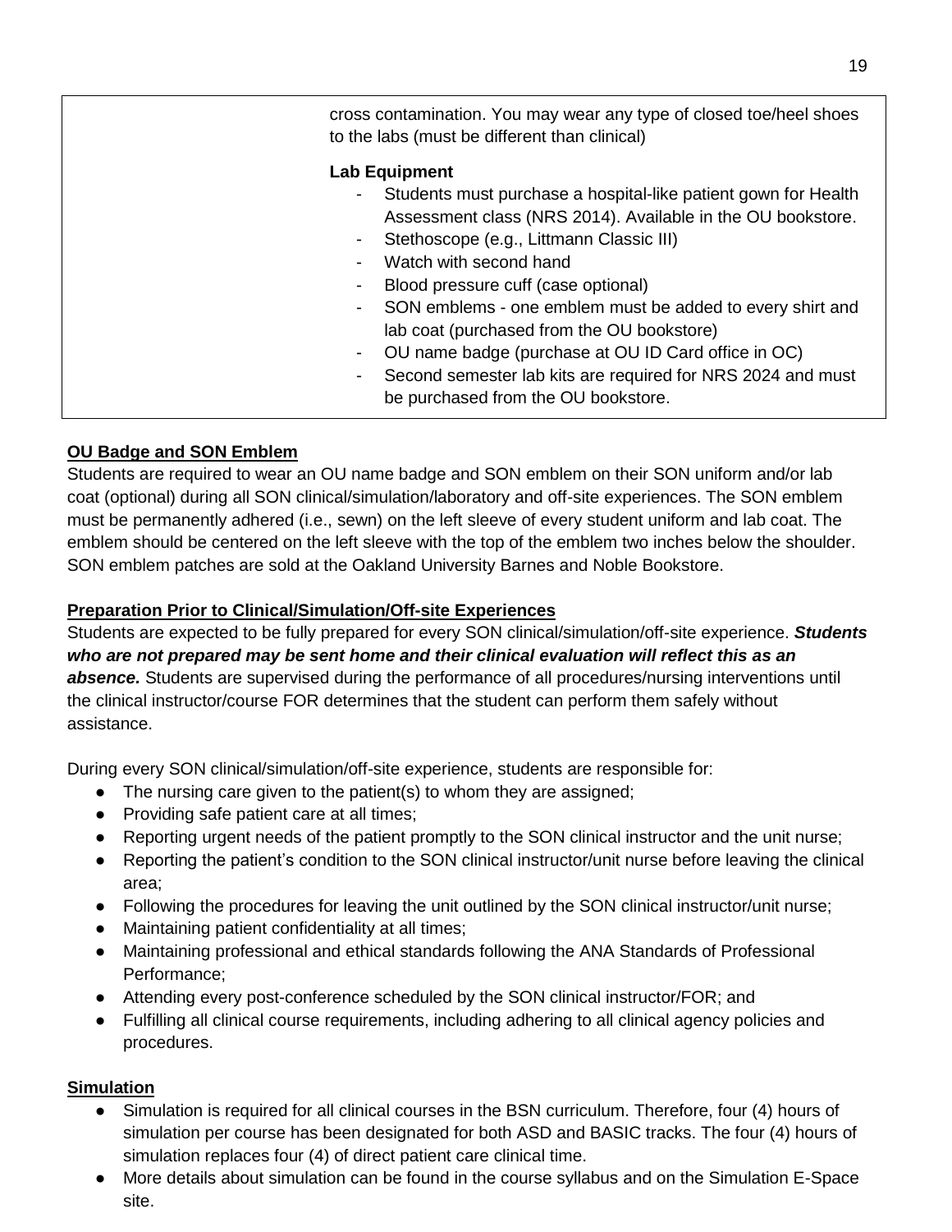| | |
|---|---|
| | cross contamination. You may wear any type of closed toe/heel shoes to the labs (must be different than clinical)<br><br>**Lab Equipment**<br>- Students must purchase a hospital-like patient gown for Health Assessment class (NRS 2014). Available in the OU bookstore.<br>- Stethoscope (e.g., Littmann Classic III)<br>- Watch with second hand<br>- Blood pressure cuff (case optional)<br>- SON emblems - one emblem must be added to every shirt and lab coat (purchased from the OU bookstore)<br>- OU name badge (purchase at OU ID Card office in OC)<br>- Second semester lab kits are required for NRS 2024 and must be purchased from the OU bookstore. |

**OU Badge and SON Emblem**

Students are required to wear an OU name badge and SON emblem on their SON uniform and/or lab coat (optional) during all SON clinical/simulation/laboratory and off-site experiences. The SON emblem must be permanently adhered (i.e., sewn) on the left sleeve of every student uniform and lab coat. The emblem should be centered on the left sleeve with the top of the emblem two inches below the shoulder. SON emblem patches are sold at the Oakland University Barnes and Noble Bookstore.

**Preparation Prior to Clinical/Simulation/Off-site Experiences**

Students are expected to be fully prepared for every SON clinical/simulation/off-site experience. ***Students who are not prepared may be sent home and their clinical evaluation will reflect this as an absence.*** Students are supervised during the performance of all procedures/nursing interventions until the clinical instructor/course FOR determines that the student can perform them safely without assistance.

During every SON clinical/simulation/off-site experience, students are responsible for:

- The nursing care given to the patient(s) to whom they are assigned;
- Providing safe patient care at all times;
- Reporting urgent needs of the patient promptly to the SON clinical instructor and the unit nurse;
- Reporting the patient's condition to the SON clinical instructor/unit nurse before leaving the clinical area;
- Following the procedures for leaving the unit outlined by the SON clinical instructor/unit nurse;
- Maintaining patient confidentiality at all times;
- Maintaining professional and ethical standards following the ANA Standards of Professional Performance;
- Attending every post-conference scheduled by the SON clinical instructor/FOR; and
- Fulfilling all clinical course requirements, including adhering to all clinical agency policies and procedures.

**Simulation**

- Simulation is required for all clinical courses in the BSN curriculum. Therefore, four (4) hours of simulation per course has been designated for both ASD and BASIC tracks. The four (4) hours of simulation replaces four (4) of direct patient care clinical time.
- More details about simulation can be found in the course syllabus and on the Simulation E-Space site.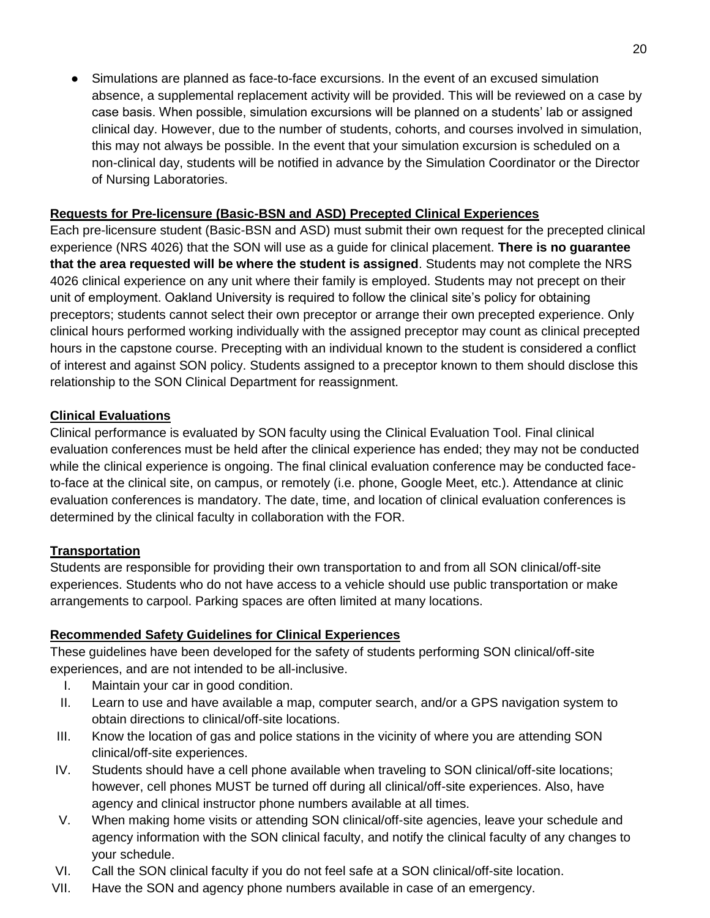- Simulations are planned as face-to-face excursions. In the event of an excused simulation absence, a supplemental replacement activity will be provided. This will be reviewed on a case by case basis. When possible, simulation excursions will be planned on a students' lab or assigned clinical day. However, due to the number of students, cohorts, and courses involved in simulation, this may not always be possible. In the event that your simulation excursion is scheduled on a non-clinical day, students will be notified in advance by the Simulation Coordinator or the Director of Nursing Laboratories.

**Requests for Pre-licensure (Basic-BSN and ASD) Precepted Clinical Experiences**

Each pre-licensure student (Basic-BSN and ASD) must submit their own request for the precepted clinical experience (NRS 4026) that the SON will use as a guide for clinical placement. **There is no guarantee that the area requested will be where the student is assigned**. Students may not complete the NRS 4026 clinical experience on any unit where their family is employed. Students may not precept on their unit of employment. Oakland University is required to follow the clinical site's policy for obtaining preceptors; students cannot select their own preceptor or arrange their own precepted experience. Only clinical hours performed working individually with the assigned preceptor may count as clinical precepted hours in the capstone course. Precepting with an individual known to the student is considered a conflict of interest and against SON policy. Students assigned to a preceptor known to them should disclose this relationship to the SON Clinical Department for reassignment.

**Clinical Evaluations**

Clinical performance is evaluated by SON faculty using the Clinical Evaluation Tool. Final clinical evaluation conferences must be held after the clinical experience has ended; they may not be conducted while the clinical experience is ongoing. The final clinical evaluation conference may be conducted face-to-face at the clinical site, on campus, or remotely (i.e. phone, Google Meet, etc.). Attendance at clinic evaluation conferences is mandatory. The date, time, and location of clinical evaluation conferences is determined by the clinical faculty in collaboration with the FOR.

**Transportation**

Students are responsible for providing their own transportation to and from all SON clinical/off-site experiences. Students who do not have access to a vehicle should use public transportation or make arrangements to carpool. Parking spaces are often limited at many locations.

**Recommended Safety Guidelines for Clinical Experiences**

These guidelines have been developed for the safety of students performing SON clinical/off-site experiences, and are not intended to be all-inclusive.

I. Maintain your car in good condition.

II. Learn to use and have available a map, computer search, and/or a GPS navigation system to obtain directions to clinical/off-site locations.

III. Know the location of gas and police stations in the vicinity of where you are attending SON clinical/off-site experiences.

IV. Students should have a cell phone available when traveling to SON clinical/off-site locations; however, cell phones MUST be turned off during all clinical/off-site experiences. Also, have agency and clinical instructor phone numbers available at all times.

V. When making home visits or attending SON clinical/off-site agencies, leave your schedule and agency information with the SON clinical faculty, and notify the clinical faculty of any changes to your schedule.

VI. Call the SON clinical faculty if you do not feel safe at a SON clinical/off-site location.

VII. Have the SON and agency phone numbers available in case of an emergency.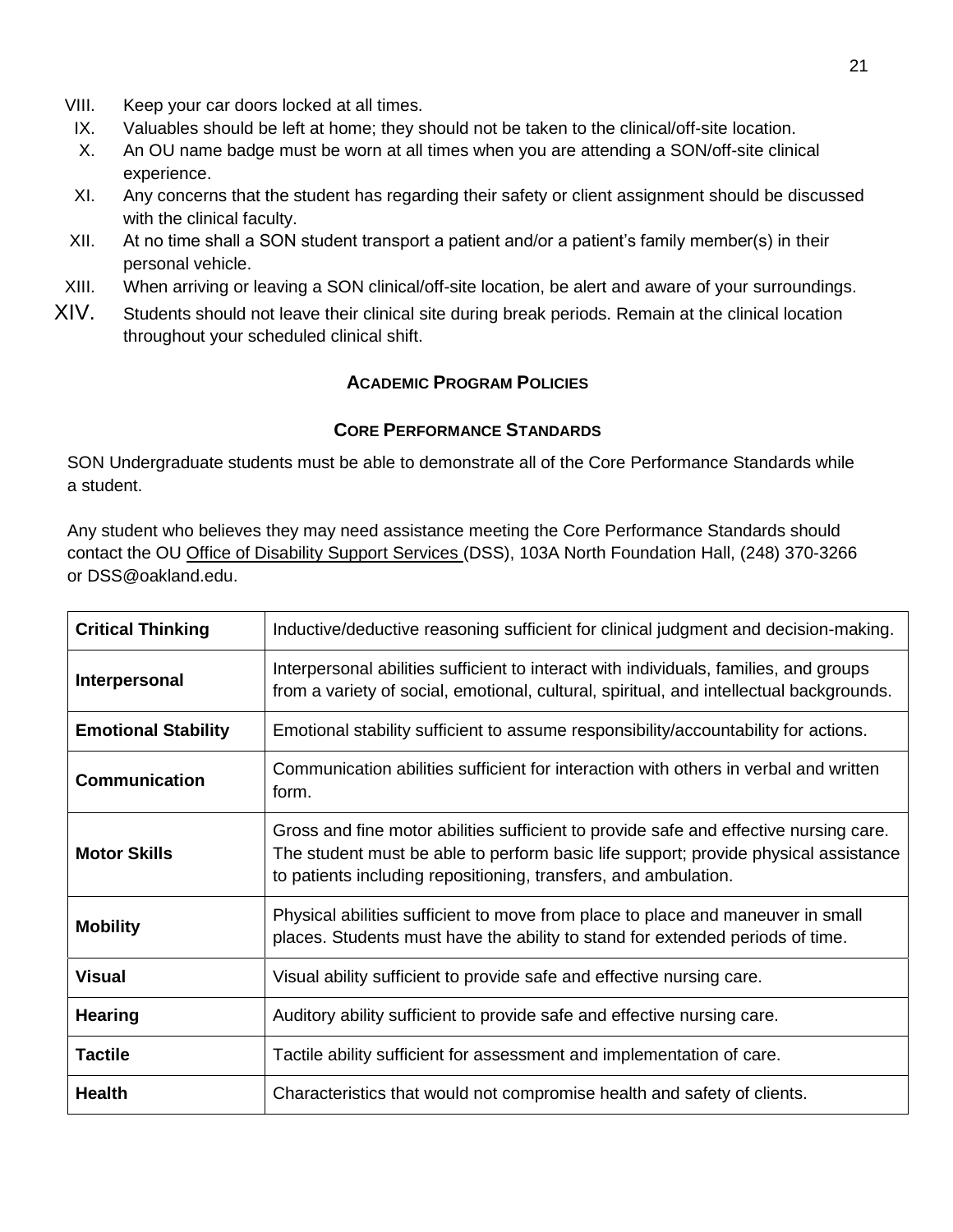VIII. Keep your car doors locked at all times.

IX. Valuables should be left at home; they should not be taken to the clinical/off-site location.

X. An OU name badge must be worn at all times when you are attending a SON/off-site clinical experience.

XI. Any concerns that the student has regarding their safety or client assignment should be discussed with the clinical faculty.

XII. At no time shall a SON student transport a patient and/or a patient's family member(s) in their personal vehicle.

XIII. When arriving or leaving a SON clinical/off-site location, be alert and aware of your surroundings.

XIV. Students should not leave their clinical site during break periods. Remain at the clinical location throughout your scheduled clinical shift.

## ACADEMIC PROGRAM POLICIES

### CORE PERFORMANCE STANDARDS

SON Undergraduate students must be able to demonstrate all of the Core Performance Standards while a student.

Any student who believes they may need assistance meeting the Core Performance Standards should contact the OU Office of Disability Support Services (DSS), 103A North Foundation Hall, (248) 370-3266 or DSS@oakland.edu.

| | |
|---|---|
| **Critical Thinking** | Inductive/deductive reasoning sufficient for clinical judgment and decision-making. |
| **Interpersonal** | Interpersonal abilities sufficient to interact with individuals, families, and groups from a variety of social, emotional, cultural, spiritual, and intellectual backgrounds. |
| **Emotional Stability** | Emotional stability sufficient to assume responsibility/accountability for actions. |
| **Communication** | Communication abilities sufficient for interaction with others in verbal and written form. |
| **Motor Skills** | Gross and fine motor abilities sufficient to provide safe and effective nursing care. The student must be able to perform basic life support; provide physical assistance to patients including repositioning, transfers, and ambulation. |
| **Mobility** | Physical abilities sufficient to move from place to place and maneuver in small places. Students must have the ability to stand for extended periods of time. |
| **Visual** | Visual ability sufficient to provide safe and effective nursing care. |
| **Hearing** | Auditory ability sufficient to provide safe and effective nursing care. |
| **Tactile** | Tactile ability sufficient for assessment and implementation of care. |
| **Health** | Characteristics that would not compromise health and safety of clients. |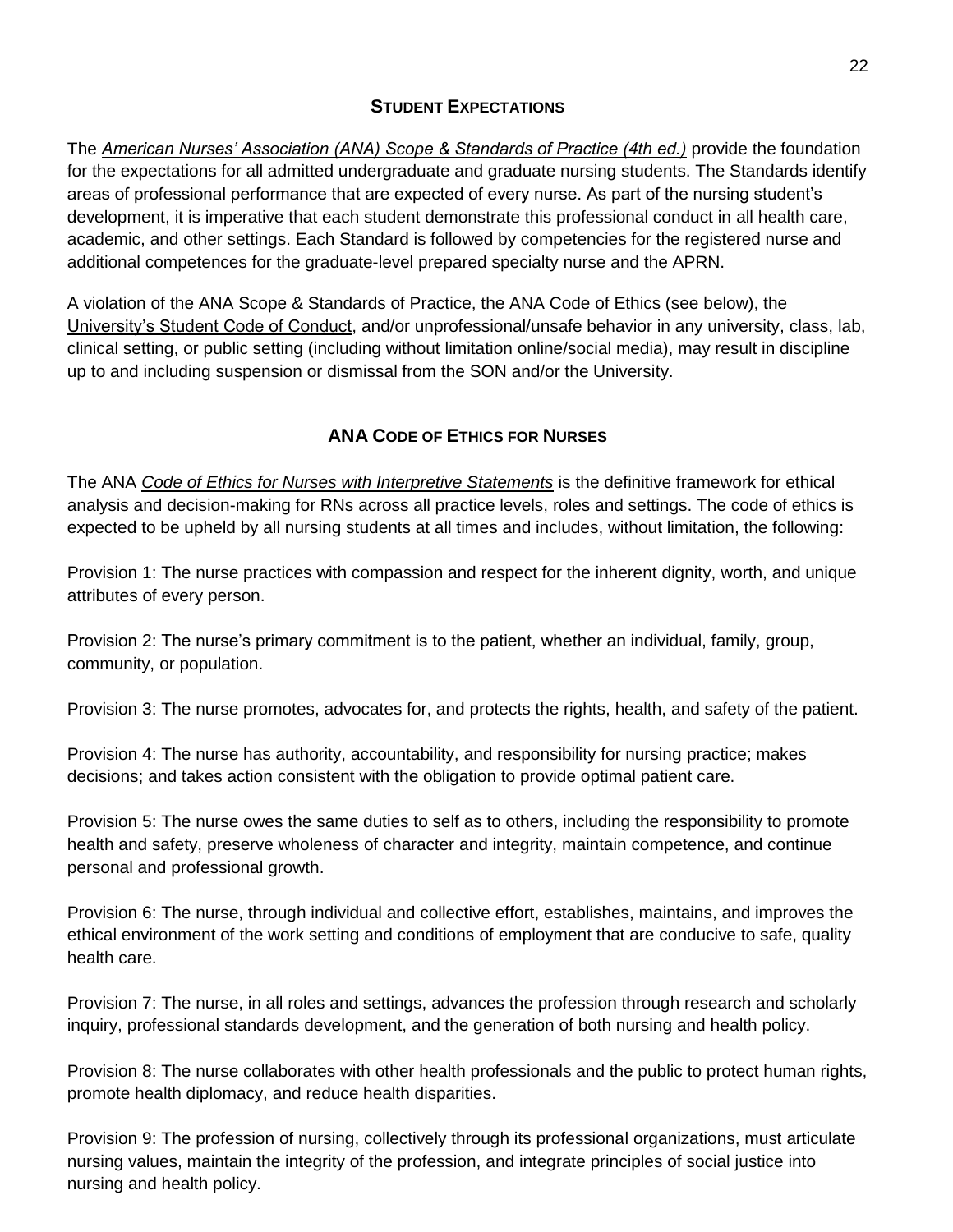## STUDENT EXPECTATIONS

The *American Nurses' Association (ANA) Scope & Standards of Practice (4th ed.)* provide the foundation for the expectations for all admitted undergraduate and graduate nursing students. The Standards identify areas of professional performance that are expected of every nurse. As part of the nursing student's development, it is imperative that each student demonstrate this professional conduct in all health care, academic, and other settings. Each Standard is followed by competencies for the registered nurse and additional competences for the graduate-level prepared specialty nurse and the APRN.

A violation of the ANA Scope & Standards of Practice, the ANA Code of Ethics (see below), the University's Student Code of Conduct, and/or unprofessional/unsafe behavior in any university, class, lab, clinical setting, or public setting (including without limitation online/social media), may result in discipline up to and including suspension or dismissal from the SON and/or the University.

## ANA CODE OF ETHICS FOR NURSES

The ANA *Code of Ethics for Nurses with Interpretive Statements* is the definitive framework for ethical analysis and decision-making for RNs across all practice levels, roles and settings. The code of ethics is expected to be upheld by all nursing students at all times and includes, without limitation, the following:

Provision 1: The nurse practices with compassion and respect for the inherent dignity, worth, and unique attributes of every person.

Provision 2: The nurse's primary commitment is to the patient, whether an individual, family, group, community, or population.

Provision 3: The nurse promotes, advocates for, and protects the rights, health, and safety of the patient.

Provision 4: The nurse has authority, accountability, and responsibility for nursing practice; makes decisions; and takes action consistent with the obligation to provide optimal patient care.

Provision 5: The nurse owes the same duties to self as to others, including the responsibility to promote health and safety, preserve wholeness of character and integrity, maintain competence, and continue personal and professional growth.

Provision 6: The nurse, through individual and collective effort, establishes, maintains, and improves the ethical environment of the work setting and conditions of employment that are conducive to safe, quality health care.

Provision 7: The nurse, in all roles and settings, advances the profession through research and scholarly inquiry, professional standards development, and the generation of both nursing and health policy.

Provision 8: The nurse collaborates with other health professionals and the public to protect human rights, promote health diplomacy, and reduce health disparities.

Provision 9: The profession of nursing, collectively through its professional organizations, must articulate nursing values, maintain the integrity of the profession, and integrate principles of social justice into nursing and health policy.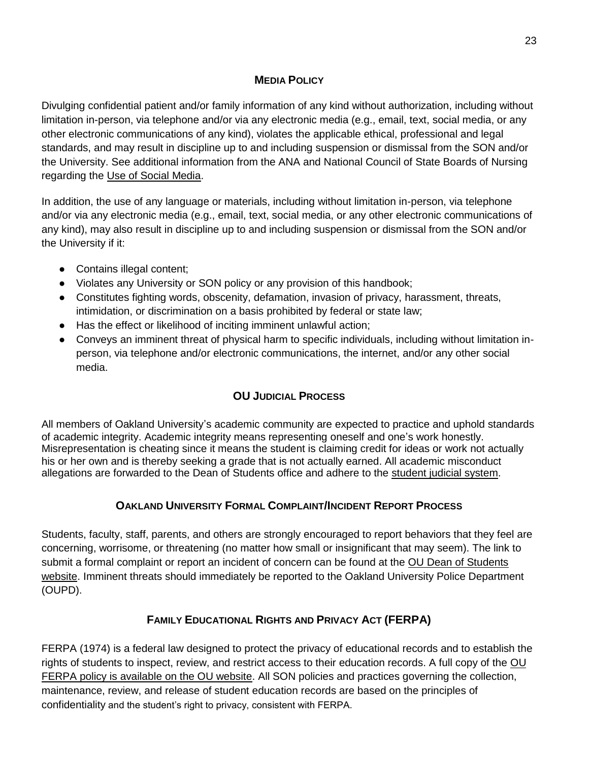## Media Policy

Divulging confidential patient and/or family information of any kind without authorization, including without limitation in-person, via telephone and/or via any electronic media (e.g., email, text, social media, or any other electronic communications of any kind), violates the applicable ethical, professional and legal standards, and may result in discipline up to and including suspension or dismissal from the SON and/or the University. See additional information from the ANA and National Council of State Boards of Nursing regarding the Use of Social Media.

In addition, the use of any language or materials, including without limitation in-person, via telephone and/or via any electronic media (e.g., email, text, social media, or any other electronic communications of any kind), may also result in discipline up to and including suspension or dismissal from the SON and/or the University if it:

- Contains illegal content;
- Violates any University or SON policy or any provision of this handbook;
- Constitutes fighting words, obscenity, defamation, invasion of privacy, harassment, threats, intimidation, or discrimination on a basis prohibited by federal or state law;
- Has the effect or likelihood of inciting imminent unlawful action;
- Conveys an imminent threat of physical harm to specific individuals, including without limitation in-person, via telephone and/or electronic communications, the internet, and/or any other social media.

## OU Judicial Process

All members of Oakland University's academic community are expected to practice and uphold standards of academic integrity. Academic integrity means representing oneself and one's work honestly. Misrepresentation is cheating since it means the student is claiming credit for ideas or work not actually his or her own and is thereby seeking a grade that is not actually earned. All academic misconduct allegations are forwarded to the Dean of Students office and adhere to the student judicial system.

## Oakland University Formal Complaint/Incident Report Process

Students, faculty, staff, parents, and others are strongly encouraged to report behaviors that they feel are concerning, worrisome, or threatening (no matter how small or insignificant that may seem). The link to submit a formal complaint or report an incident of concern can be found at the OU Dean of Students website. Imminent threats should immediately be reported to the Oakland University Police Department (OUPD).

## Family Educational Rights and Privacy Act (FERPA)

FERPA (1974) is a federal law designed to protect the privacy of educational records and to establish the rights of students to inspect, review, and restrict access to their education records. A full copy of the OU FERPA policy is available on the OU website. All SON policies and practices governing the collection, maintenance, review, and release of student education records are based on the principles of confidentiality and the student's right to privacy, consistent with FERPA.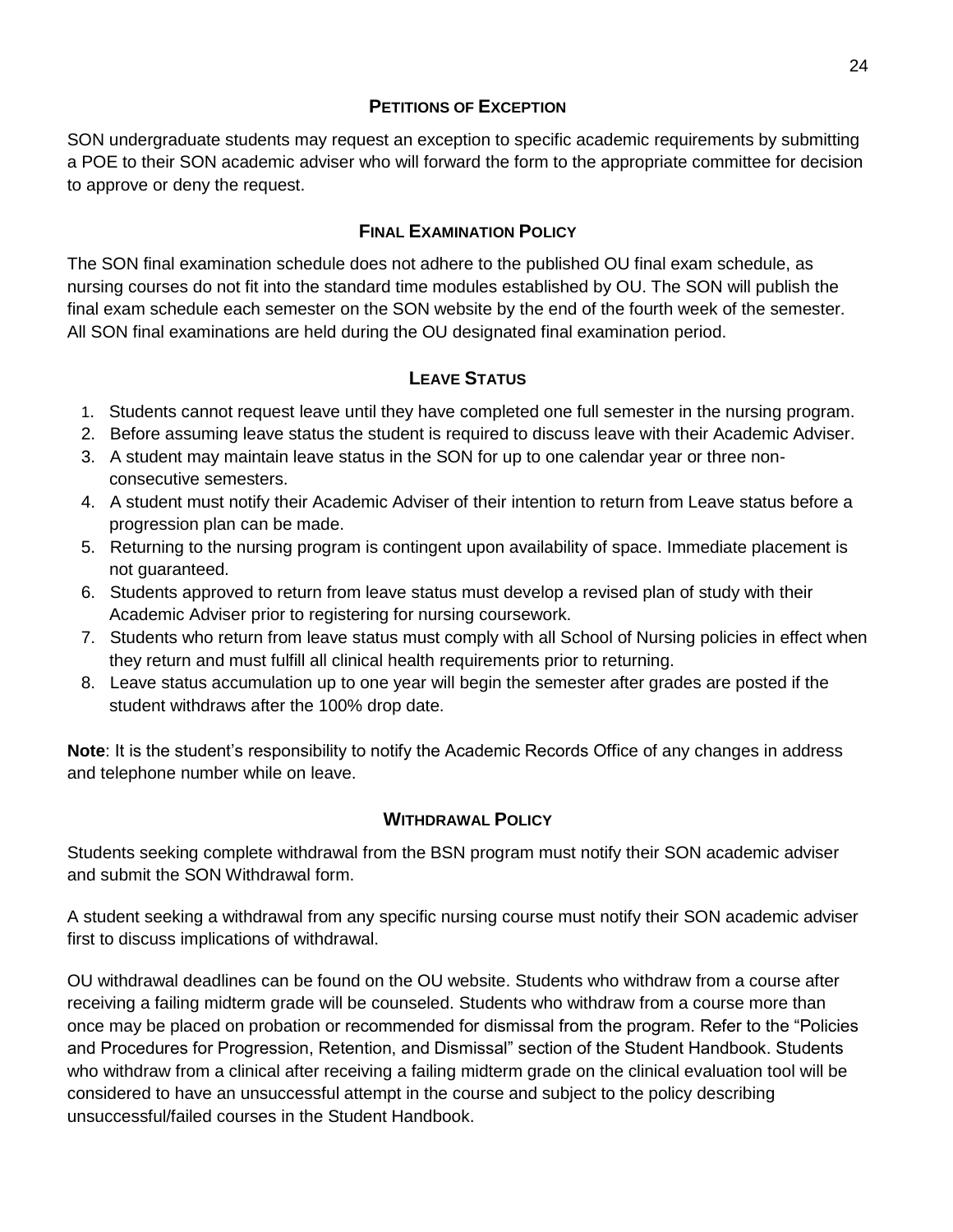## Petitions of Exception

SON undergraduate students may request an exception to specific academic requirements by submitting a POE to their SON academic adviser who will forward the form to the appropriate committee for decision to approve or deny the request.

## Final Examination Policy

The SON final examination schedule does not adhere to the published OU final exam schedule, as nursing courses do not fit into the standard time modules established by OU. The SON will publish the final exam schedule each semester on the SON website by the end of the fourth week of the semester. All SON final examinations are held during the OU designated final examination period.

## Leave Status

1. Students cannot request leave until they have completed one full semester in the nursing program.
2. Before assuming leave status the student is required to discuss leave with their Academic Adviser.
3. A student may maintain leave status in the SON for up to one calendar year or three non-consecutive semesters.
4. A student must notify their Academic Adviser of their intention to return from Leave status before a progression plan can be made.
5. Returning to the nursing program is contingent upon availability of space. Immediate placement is not guaranteed.
6. Students approved to return from leave status must develop a revised plan of study with their Academic Adviser prior to registering for nursing coursework.
7. Students who return from leave status must comply with all School of Nursing policies in effect when they return and must fulfill all clinical health requirements prior to returning.
8. Leave status accumulation up to one year will begin the semester after grades are posted if the student withdraws after the 100% drop date.

**Note**: It is the student's responsibility to notify the Academic Records Office of any changes in address and telephone number while on leave.

## Withdrawal Policy

Students seeking complete withdrawal from the BSN program must notify their SON academic adviser and submit the SON Withdrawal form.

A student seeking a withdrawal from any specific nursing course must notify their SON academic adviser first to discuss implications of withdrawal.

OU withdrawal deadlines can be found on the OU website. Students who withdraw from a course after receiving a failing midterm grade will be counseled. Students who withdraw from a course more than once may be placed on probation or recommended for dismissal from the program. Refer to the "Policies and Procedures for Progression, Retention, and Dismissal" section of the Student Handbook. Students who withdraw from a clinical after receiving a failing midterm grade on the clinical evaluation tool will be considered to have an unsuccessful attempt in the course and subject to the policy describing unsuccessful/failed courses in the Student Handbook.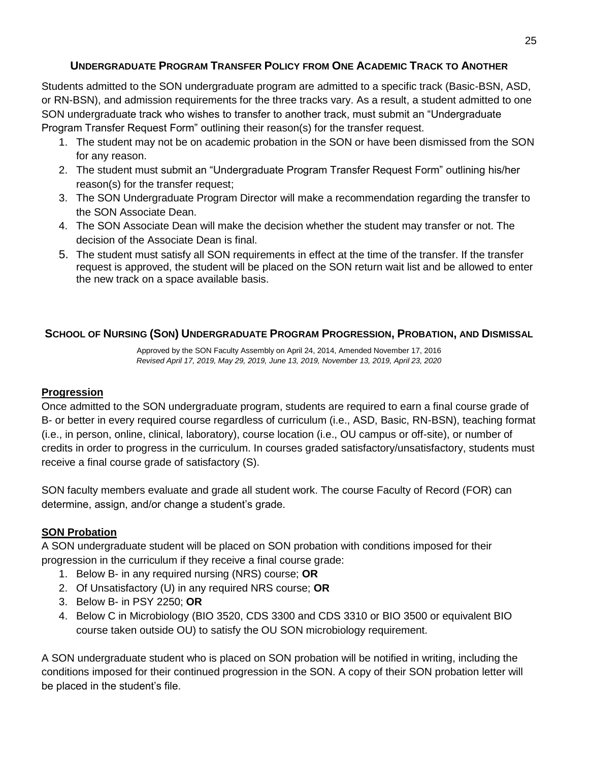## Undergraduate Program Transfer Policy from One Academic Track to Another

Students admitted to the SON undergraduate program are admitted to a specific track (Basic-BSN, ASD, or RN-BSN), and admission requirements for the three tracks vary. As a result, a student admitted to one SON undergraduate track who wishes to transfer to another track, must submit an "Undergraduate Program Transfer Request Form" outlining their reason(s) for the transfer request.

1. The student may not be on academic probation in the SON or have been dismissed from the SON for any reason.
2. The student must submit an "Undergraduate Program Transfer Request Form" outlining his/her reason(s) for the transfer request;
3. The SON Undergraduate Program Director will make a recommendation regarding the transfer to the SON Associate Dean.
4. The SON Associate Dean will make the decision whether the student may transfer or not. The decision of the Associate Dean is final.
5. The student must satisfy all SON requirements in effect at the time of the transfer. If the transfer request is approved, the student will be placed on the SON return wait list and be allowed to enter the new track on a space available basis.

## School of Nursing (SON) Undergraduate Program Progression, Probation, and Dismissal

Approved by the SON Faculty Assembly on April 24, 2014, Amended November 17, 2016
*Revised April 17, 2019, May 29, 2019, June 13, 2019, November 13, 2019, April 23, 2020*

### Progression

Once admitted to the SON undergraduate program, students are required to earn a final course grade of B- or better in every required course regardless of curriculum (i.e., ASD, Basic, RN-BSN), teaching format (i.e., in person, online, clinical, laboratory), course location (i.e., OU campus or off-site), or number of credits in order to progress in the curriculum. In courses graded satisfactory/unsatisfactory, students must receive a final course grade of satisfactory (S).

SON faculty members evaluate and grade all student work. The course Faculty of Record (FOR) can determine, assign, and/or change a student's grade.

### SON Probation

A SON undergraduate student will be placed on SON probation with conditions imposed for their progression in the curriculum if they receive a final course grade:

1. Below B- in any required nursing (NRS) course; **OR**
2. Of Unsatisfactory (U) in any required NRS course; **OR**
3. Below B- in PSY 2250; **OR**
4. Below C in Microbiology (BIO 3520, CDS 3300 and CDS 3310 or BIO 3500 or equivalent BIO course taken outside OU) to satisfy the OU SON microbiology requirement.

A SON undergraduate student who is placed on SON probation will be notified in writing, including the conditions imposed for their continued progression in the SON. A copy of their SON probation letter will be placed in the student's file.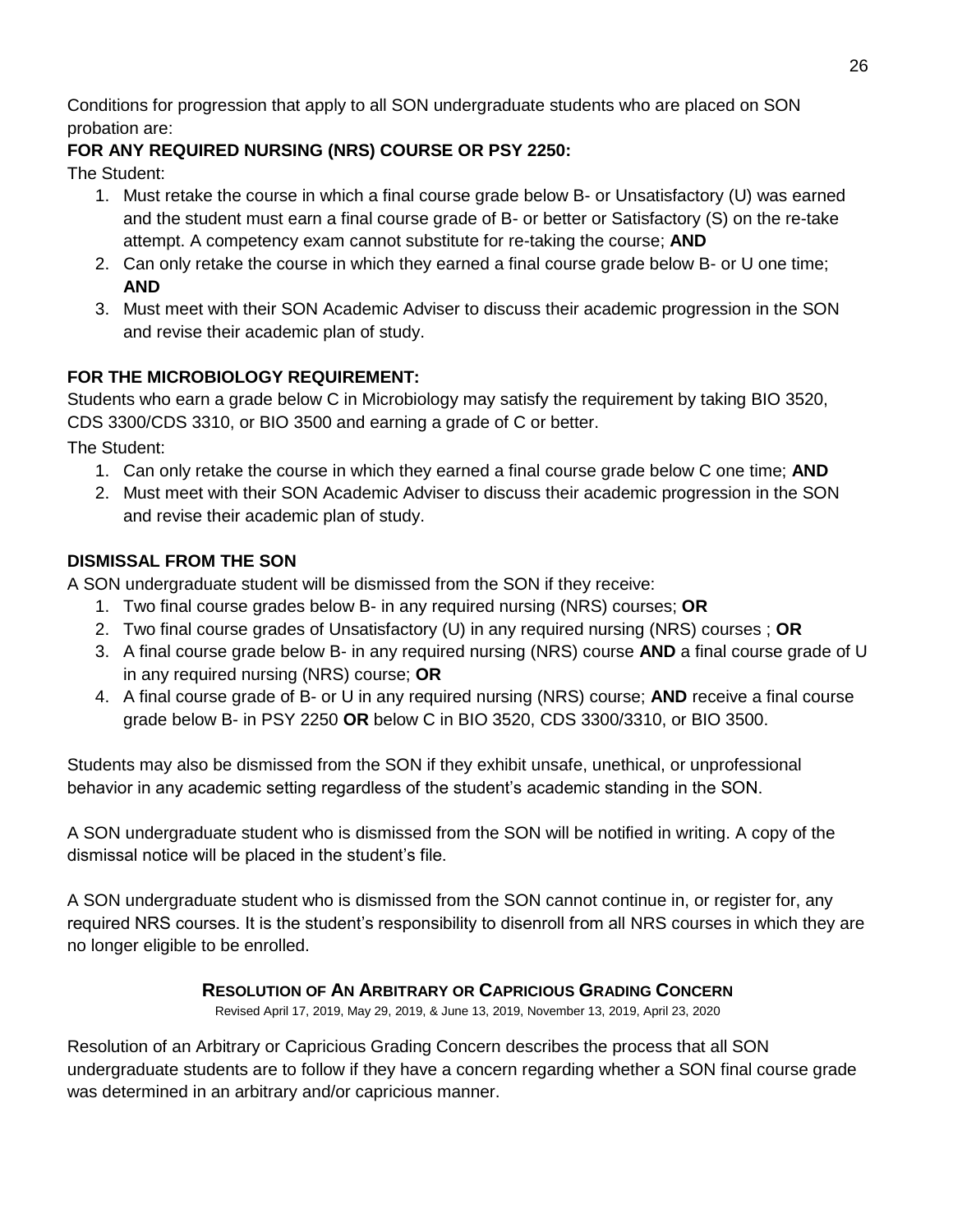Conditions for progression that apply to all SON undergraduate students who are placed on SON probation are:

**FOR ANY REQUIRED NURSING (NRS) COURSE OR PSY 2250:**

The Student:

1. Must retake the course in which a final course grade below B- or Unsatisfactory (U) was earned and the student must earn a final course grade of B- or better or Satisfactory (S) on the re-take attempt. A competency exam cannot substitute for re-taking the course; **AND**
2. Can only retake the course in which they earned a final course grade below B- or U one time; **AND**
3. Must meet with their SON Academic Adviser to discuss their academic progression in the SON and revise their academic plan of study.

**FOR THE MICROBIOLOGY REQUIREMENT:**

Students who earn a grade below C in Microbiology may satisfy the requirement by taking BIO 3520, CDS 3300/CDS 3310, or BIO 3500 and earning a grade of C or better.

The Student:

1. Can only retake the course in which they earned a final course grade below C one time; **AND**
2. Must meet with their SON Academic Adviser to discuss their academic progression in the SON and revise their academic plan of study.

**DISMISSAL FROM THE SON**

A SON undergraduate student will be dismissed from the SON if they receive:

1. Two final course grades below B- in any required nursing (NRS) courses; **OR**
2. Two final course grades of Unsatisfactory (U) in any required nursing (NRS) courses ; **OR**
3. A final course grade below B- in any required nursing (NRS) course **AND** a final course grade of U in any required nursing (NRS) course; **OR**
4. A final course grade of B- or U in any required nursing (NRS) course; **AND** receive a final course grade below B- in PSY 2250 **OR** below C in BIO 3520, CDS 3300/3310, or BIO 3500.

Students may also be dismissed from the SON if they exhibit unsafe, unethical, or unprofessional behavior in any academic setting regardless of the student's academic standing in the SON.

A SON undergraduate student who is dismissed from the SON will be notified in writing. A copy of the dismissal notice will be placed in the student's file.

A SON undergraduate student who is dismissed from the SON cannot continue in, or register for, any required NRS courses. It is the student's responsibility to disenroll from all NRS courses in which they are no longer eligible to be enrolled.

## RESOLUTION OF AN ARBITRARY OR CAPRICIOUS GRADING CONCERN

Revised April 17, 2019, May 29, 2019, & June 13, 2019, November 13, 2019, April 23, 2020

Resolution of an Arbitrary or Capricious Grading Concern describes the process that all SON undergraduate students are to follow if they have a concern regarding whether a SON final course grade was determined in an arbitrary and/or capricious manner.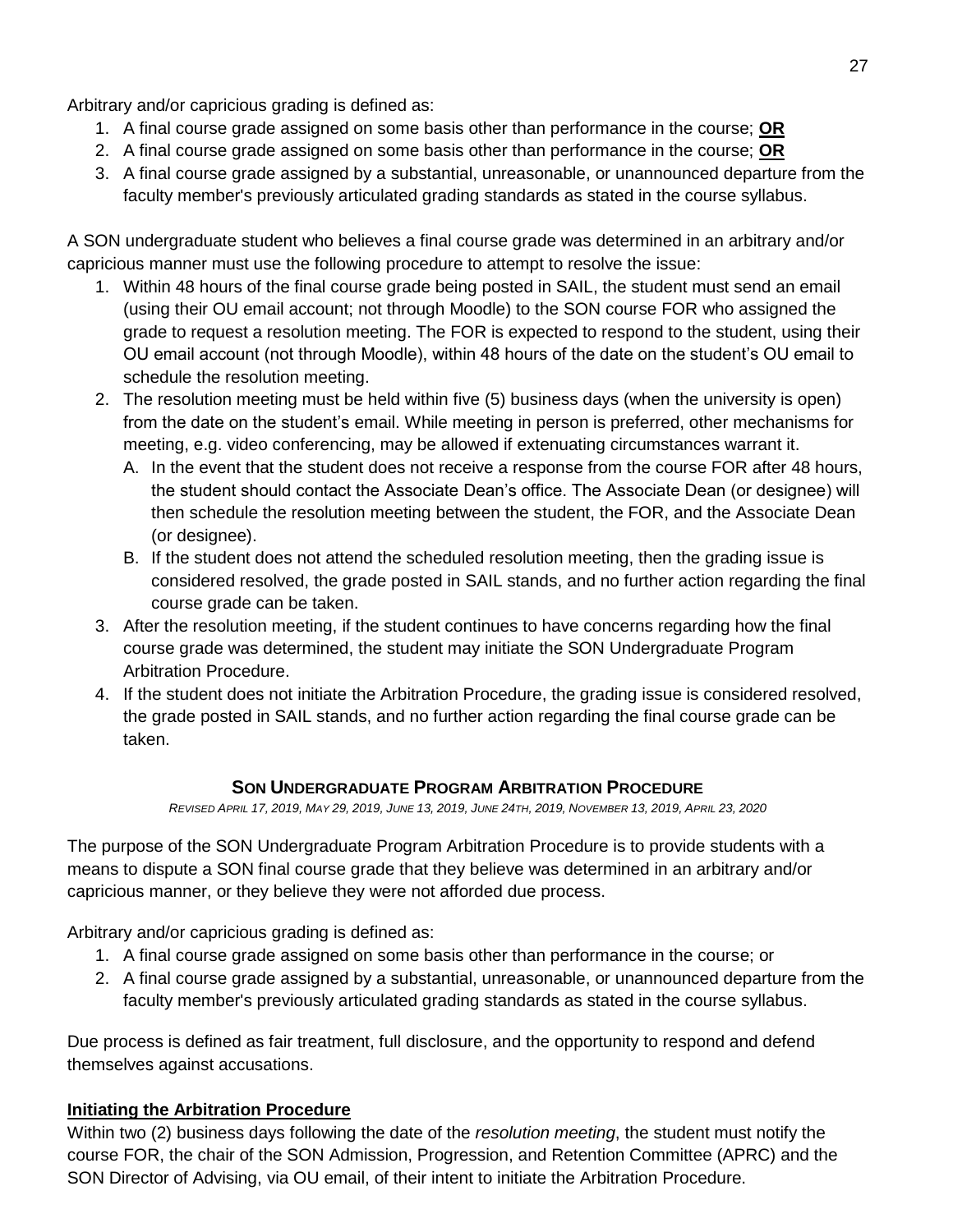Arbitrary and/or capricious grading is defined as:

1. A final course grade assigned on some basis other than performance in the course; **OR**
2. A final course grade assigned on some basis other than performance in the course; **OR**
3. A final course grade assigned by a substantial, unreasonable, or unannounced departure from the faculty member's previously articulated grading standards as stated in the course syllabus.

A SON undergraduate student who believes a final course grade was determined in an arbitrary and/or capricious manner must use the following procedure to attempt to resolve the issue:

1. Within 48 hours of the final course grade being posted in SAIL, the student must send an email (using their OU email account; not through Moodle) to the SON course FOR who assigned the grade to request a resolution meeting. The FOR is expected to respond to the student, using their OU email account (not through Moodle), within 48 hours of the date on the student's OU email to schedule the resolution meeting.
2. The resolution meeting must be held within five (5) business days (when the university is open) from the date on the student's email. While meeting in person is preferred, other mechanisms for meeting, e.g. video conferencing, may be allowed if extenuating circumstances warrant it.
   A. In the event that the student does not receive a response from the course FOR after 48 hours, the student should contact the Associate Dean's office. The Associate Dean (or designee) will then schedule the resolution meeting between the student, the FOR, and the Associate Dean (or designee).
   B. If the student does not attend the scheduled resolution meeting, then the grading issue is considered resolved, the grade posted in SAIL stands, and no further action regarding the final course grade can be taken.
3. After the resolution meeting, if the student continues to have concerns regarding how the final course grade was determined, the student may initiate the SON Undergraduate Program Arbitration Procedure.
4. If the student does not initiate the Arbitration Procedure, the grading issue is considered resolved, the grade posted in SAIL stands, and no further action regarding the final course grade can be taken.

## SON Undergraduate Program Arbitration Procedure

*Revised April 17, 2019, May 29, 2019, June 13, 2019, June 24th, 2019, November 13, 2019, April 23, 2020*

The purpose of the SON Undergraduate Program Arbitration Procedure is to provide students with a means to dispute a SON final course grade that they believe was determined in an arbitrary and/or capricious manner, or they believe they were not afforded due process.

Arbitrary and/or capricious grading is defined as:

1. A final course grade assigned on some basis other than performance in the course; or
2. A final course grade assigned by a substantial, unreasonable, or unannounced departure from the faculty member's previously articulated grading standards as stated in the course syllabus.

Due process is defined as fair treatment, full disclosure, and the opportunity to respond and defend themselves against accusations.

### Initiating the Arbitration Procedure

Within two (2) business days following the date of the *resolution meeting*, the student must notify the course FOR, the chair of the SON Admission, Progression, and Retention Committee (APRC) and the SON Director of Advising, via OU email, of their intent to initiate the Arbitration Procedure.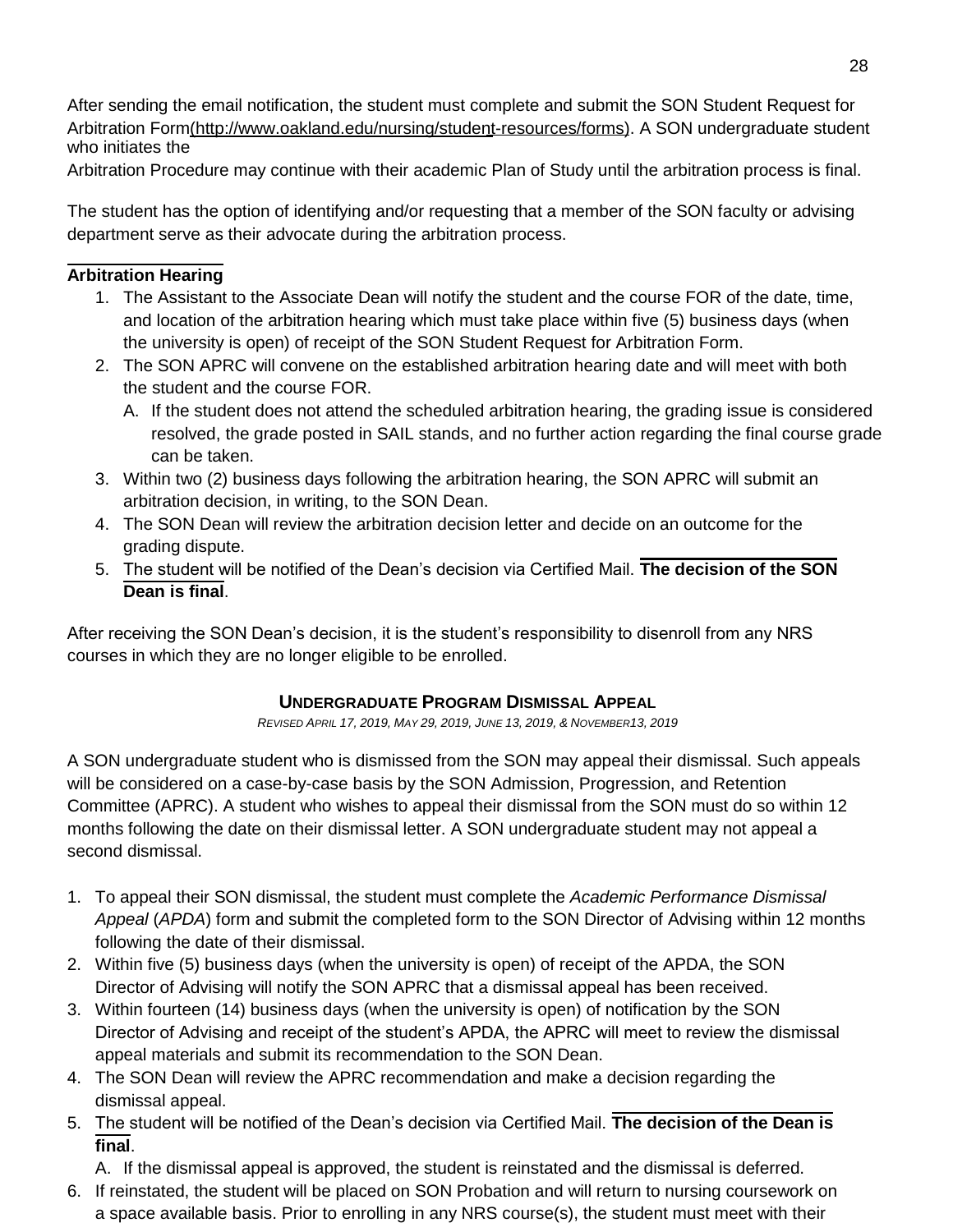After sending the email notification, the student must complete and submit the SON Student Request for Arbitration Form(http://www.oakland.edu/nursing/student-resources/forms). A SON undergraduate student who initiates the Arbitration Procedure may continue with their academic Plan of Study until the arbitration process is final.

The student has the option of identifying and/or requesting that a member of the SON faculty or advising department serve as their advocate during the arbitration process.

**Arbitration Hearing**

1. The Assistant to the Associate Dean will notify the student and the course FOR of the date, time, and location of the arbitration hearing which must take place within five (5) business days (when the university is open) of receipt of the SON Student Request for Arbitration Form.
2. The SON APRC will convene on the established arbitration hearing date and will meet with both the student and the course FOR.
   A. If the student does not attend the scheduled arbitration hearing, the grading issue is considered resolved, the grade posted in SAIL stands, and no further action regarding the final course grade can be taken.
3. Within two (2) business days following the arbitration hearing, the SON APRC will submit an arbitration decision, in writing, to the SON Dean.
4. The SON Dean will review the arbitration decision letter and decide on an outcome for the grading dispute.
5. The student will be notified of the Dean's decision via Certified Mail. **The decision of the SON Dean is final**.

After receiving the SON Dean's decision, it is the student's responsibility to disenroll from any NRS courses in which they are no longer eligible to be enrolled.

## UNDERGRADUATE PROGRAM DISMISSAL APPEAL

*REVISED APRIL 17, 2019, MAY 29, 2019, JUNE 13, 2019, & NOVEMBER13, 2019*

A SON undergraduate student who is dismissed from the SON may appeal their dismissal. Such appeals will be considered on a case-by-case basis by the SON Admission, Progression, and Retention Committee (APRC). A student who wishes to appeal their dismissal from the SON must do so within 12 months following the date on their dismissal letter. A SON undergraduate student may not appeal a second dismissal.

1. To appeal their SON dismissal, the student must complete the *Academic Performance Dismissal Appeal* (*APDA*) form and submit the completed form to the SON Director of Advising within 12 months following the date of their dismissal.
2. Within five (5) business days (when the university is open) of receipt of the APDA, the SON Director of Advising will notify the SON APRC that a dismissal appeal has been received.
3. Within fourteen (14) business days (when the university is open) of notification by the SON Director of Advising and receipt of the student's APDA, the APRC will meet to review the dismissal appeal materials and submit its recommendation to the SON Dean.
4. The SON Dean will review the APRC recommendation and make a decision regarding the dismissal appeal.
5. The student will be notified of the Dean's decision via Certified Mail. **The decision of the Dean is final**.
   A. If the dismissal appeal is approved, the student is reinstated and the dismissal is deferred.
6. If reinstated, the student will be placed on SON Probation and will return to nursing coursework on a space available basis. Prior to enrolling in any NRS course(s), the student must meet with their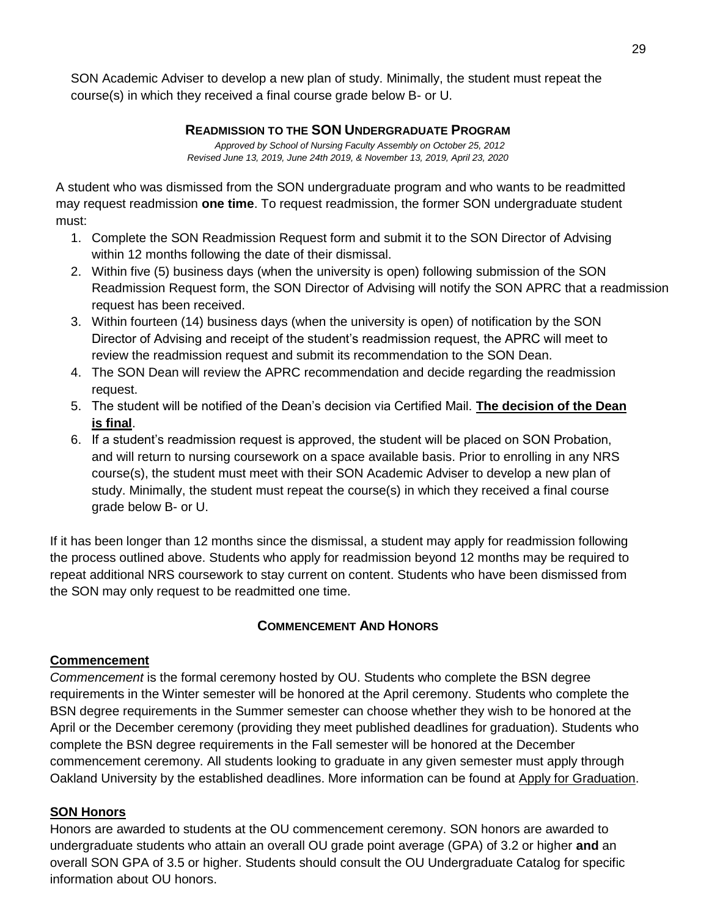SON Academic Adviser to develop a new plan of study. Minimally, the student must repeat the course(s) in which they received a final course grade below B- or U.

## READMISSION TO THE SON UNDERGRADUATE PROGRAM

*Approved by School of Nursing Faculty Assembly on October 25, 2012*
*Revised June 13, 2019, June 24th 2019, & November 13, 2019, April 23, 2020*

A student who was dismissed from the SON undergraduate program and who wants to be readmitted may request readmission **one time**. To request readmission, the former SON undergraduate student must:

1. Complete the SON Readmission Request form and submit it to the SON Director of Advising within 12 months following the date of their dismissal.
2. Within five (5) business days (when the university is open) following submission of the SON Readmission Request form, the SON Director of Advising will notify the SON APRC that a readmission request has been received.
3. Within fourteen (14) business days (when the university is open) of notification by the SON Director of Advising and receipt of the student's readmission request, the APRC will meet to review the readmission request and submit its recommendation to the SON Dean.
4. The SON Dean will review the APRC recommendation and decide regarding the readmission request.
5. The student will be notified of the Dean's decision via Certified Mail. **The decision of the Dean is final**.
6. If a student's readmission request is approved, the student will be placed on SON Probation, and will return to nursing coursework on a space available basis. Prior to enrolling in any NRS course(s), the student must meet with their SON Academic Adviser to develop a new plan of study. Minimally, the student must repeat the course(s) in which they received a final course grade below B- or U.

If it has been longer than 12 months since the dismissal, a student may apply for readmission following the process outlined above. Students who apply for readmission beyond 12 months may be required to repeat additional NRS coursework to stay current on content. Students who have been dismissed from the SON may only request to be readmitted one time.

## COMMENCEMENT AND HONORS

### Commencement

*Commencement* is the formal ceremony hosted by OU. Students who complete the BSN degree requirements in the Winter semester will be honored at the April ceremony. Students who complete the BSN degree requirements in the Summer semester can choose whether they wish to be honored at the April or the December ceremony (providing they meet published deadlines for graduation). Students who complete the BSN degree requirements in the Fall semester will be honored at the December commencement ceremony. All students looking to graduate in any given semester must apply through Oakland University by the established deadlines. More information can be found at Apply for Graduation.

### SON Honors

Honors are awarded to students at the OU commencement ceremony. SON honors are awarded to undergraduate students who attain an overall OU grade point average (GPA) of 3.2 or higher **and** an overall SON GPA of 3.5 or higher. Students should consult the OU Undergraduate Catalog for specific information about OU honors.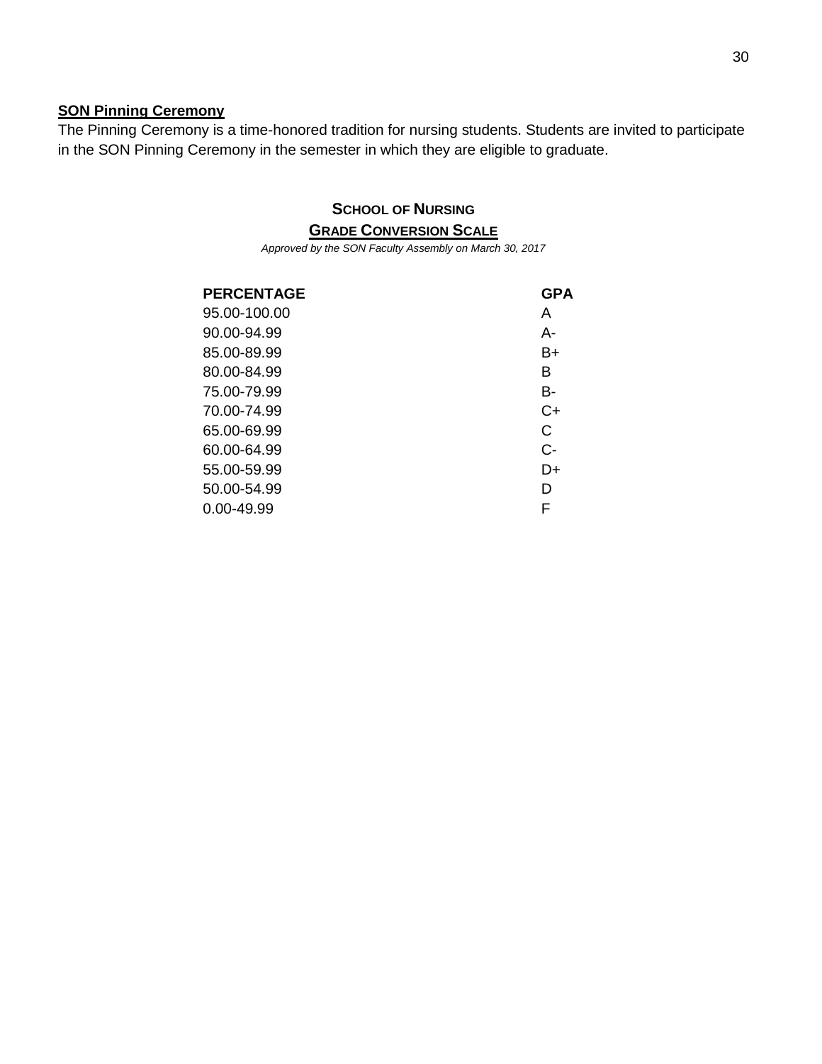### **SON Pinning Ceremony**

The Pinning Ceremony is a time-honored tradition for nursing students. Students are invited to participate in the SON Pinning Ceremony in the semester in which they are eligible to graduate.

## SCHOOL OF NURSING

### GRADE CONVERSION SCALE

*Approved by the SON Faculty Assembly on March 30, 2017*

| PERCENTAGE | GPA |
|---|---|
| 95.00-100.00 | A |
| 90.00-94.99 | A- |
| 85.00-89.99 | B+ |
| 80.00-84.99 | B |
| 75.00-79.99 | B- |
| 70.00-74.99 | C+ |
| 65.00-69.99 | C |
| 60.00-64.99 | C- |
| 55.00-59.99 | D+ |
| 50.00-54.99 | D |
| 0.00-49.99 | F |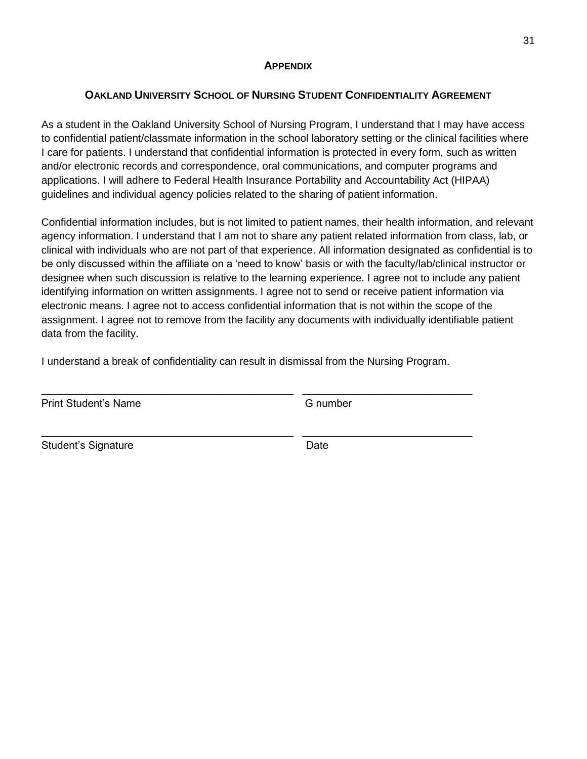## APPENDIX

### OAKLAND UNIVERSITY SCHOOL OF NURSING STUDENT CONFIDENTIALITY AGREEMENT

As a student in the Oakland University School of Nursing Program, I understand that I may have access to confidential patient/classmate information in the school laboratory setting or the clinical facilities where I care for patients. I understand that confidential information is protected in every form, such as written and/or electronic records and correspondence, oral communications, and computer programs and applications. I will adhere to Federal Health Insurance Portability and Accountability Act (HIPAA) guidelines and individual agency policies related to the sharing of patient information.

Confidential information includes, but is not limited to patient names, their health information, and relevant agency information. I understand that I am not to share any patient related information from class, lab, or clinical with individuals who are not part of that experience. All information designated as confidential is to be only discussed within the affiliate on a 'need to know' basis or with the faculty/lab/clinical instructor or designee when such discussion is relative to the learning experience. I agree not to include any patient identifying information on written assignments. I agree not to send or receive patient information via electronic means. I agree not to access confidential information that is not within the scope of the assignment. I agree not to remove from the facility any documents with individually identifiable patient data from the facility.

I understand a break of confidentiality can result in dismissal from the Nursing Program.

_____________________________________________ _____________________________

Print Student's Name G number

_____________________________________________ _____________________________

Student's Signature Date